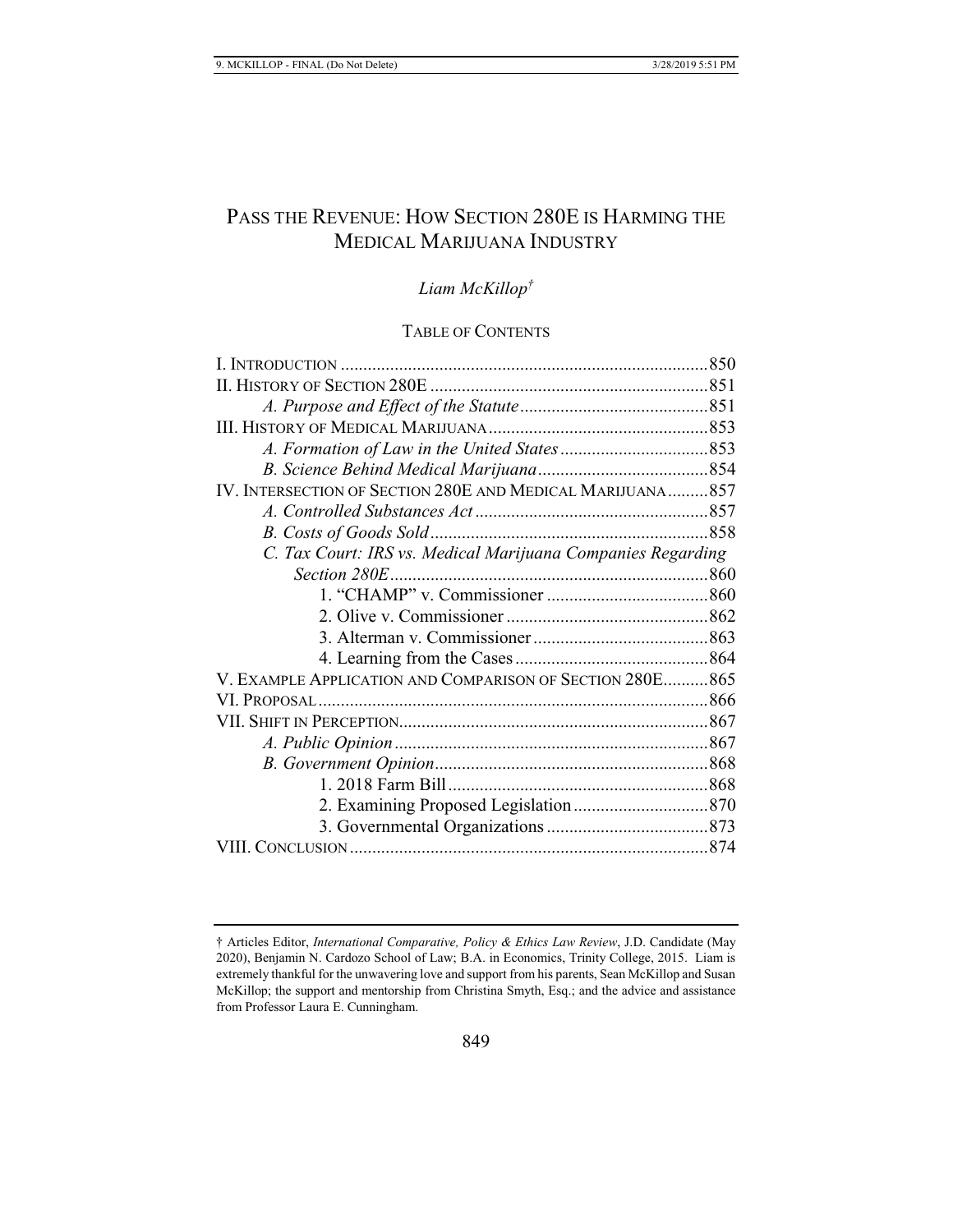# PASS THE REVENUE: HOW SECTION 280E IS HARMING THE MEDICAL MARIJUANA INDUSTRY

*Liam McKillop†*

TABLE OF CONTENTS

I. INTRODUCTION ........................................................................ 850
II. HISTORY OF SECTION 280E ..................................................... 851
*A. Purpose and Effect of the Statute* ........................................ 851
III. HISTORY OF MEDICAL MARIJUANA ......................................... 853
*A. Formation of Law in the United States* ............................... 853
*B. Science Behind Medical Marijuana* ..................................... 854
IV. INTERSECTION OF SECTION 280E AND MEDICAL MARIJUANA ......... 857
*A. Controlled Substances Act* .................................................. 857
*B. Costs of Goods Sold* ............................................................ 858
*C. Tax Court: IRS vs. Medical Marijuana Companies Regarding Section 280E* ............................................................................ 860
1. "CHAMP" v. Commissioner .................................................... 860
2. Olive v. Commissioner ............................................................ 862
3. Alterman v. Commissioner ...................................................... 863
4. Learning from the Cases .......................................................... 864
V. EXAMPLE APPLICATION AND COMPARISON OF SECTION 280E .......... 865
VI. PROPOSAL ........................................................................... 866
VII. SHIFT IN PERCEPTION .......................................................... 867
*A. Public Opinion* .................................................................... 867
*B. Government Opinion* ........................................................... 868
1. 2018 Farm Bill ......................................................................... 868
2. Examining Proposed Legislation ............................................. 870
3. Governmental Organizations ................................................... 873
VIII. CONCLUSION ...................................................................... 874

---

† Articles Editor, *International Comparative, Policy & Ethics Law Review*, J.D. Candidate (May 2020), Benjamin N. Cardozo School of Law; B.A. in Economics, Trinity College, 2015. Liam is extremely thankful for the unwavering love and support from his parents, Sean McKillop and Susan McKillop; the support and mentorship from Christina Smyth, Esq.; and the advice and assistance from Professor Laura E. Cunningham.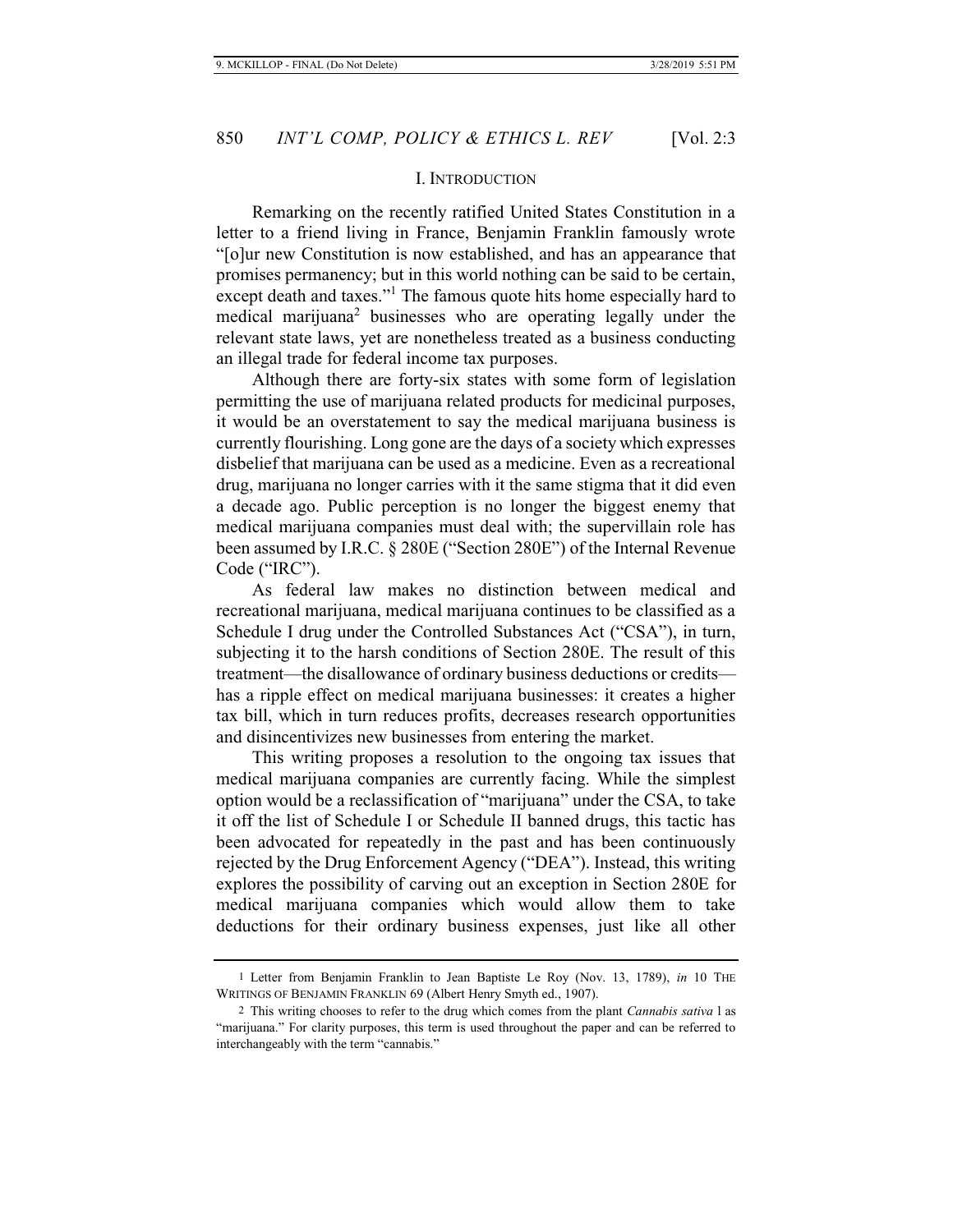## I. INTRODUCTION

Remarking on the recently ratified United States Constitution in a letter to a friend living in France, Benjamin Franklin famously wrote "[o]ur new Constitution is now established, and has an appearance that promises permanency; but in this world nothing can be said to be certain, except death and taxes."[1] The famous quote hits home especially hard to medical marijuana[2] businesses who are operating legally under the relevant state laws, yet are nonetheless treated as a business conducting an illegal trade for federal income tax purposes.

Although there are forty-six states with some form of legislation permitting the use of marijuana related products for medicinal purposes, it would be an overstatement to say the medical marijuana business is currently flourishing. Long gone are the days of a society which expresses disbelief that marijuana can be used as a medicine. Even as a recreational drug, marijuana no longer carries with it the same stigma that it did even a decade ago. Public perception is no longer the biggest enemy that medical marijuana companies must deal with; the supervillain role has been assumed by I.R.C. § 280E ("Section 280E") of the Internal Revenue Code ("IRC").

As federal law makes no distinction between medical and recreational marijuana, medical marijuana continues to be classified as a Schedule I drug under the Controlled Substances Act ("CSA"), in turn, subjecting it to the harsh conditions of Section 280E. The result of this treatment—the disallowance of ordinary business deductions or credits—has a ripple effect on medical marijuana businesses: it creates a higher tax bill, which in turn reduces profits, decreases research opportunities and disincentivizes new businesses from entering the market.

This writing proposes a resolution to the ongoing tax issues that medical marijuana companies are currently facing. While the simplest option would be a reclassification of "marijuana" under the CSA, to take it off the list of Schedule I or Schedule II banned drugs, this tactic has been advocated for repeatedly in the past and has been continuously rejected by the Drug Enforcement Agency ("DEA"). Instead, this writing explores the possibility of carving out an exception in Section 280E for medical marijuana companies which would allow them to take deductions for their ordinary business expenses, just like all other

---

1 Letter from Benjamin Franklin to Jean Baptiste Le Roy (Nov. 13, 1789), *in* 10 THE WRITINGS OF BENJAMIN FRANKLIN 69 (Albert Henry Smyth ed., 1907).

2 This writing chooses to refer to the drug which comes from the plant *Cannabis sativa* l as "marijuana." For clarity purposes, this term is used throughout the paper and can be referred to interchangeably with the term "cannabis."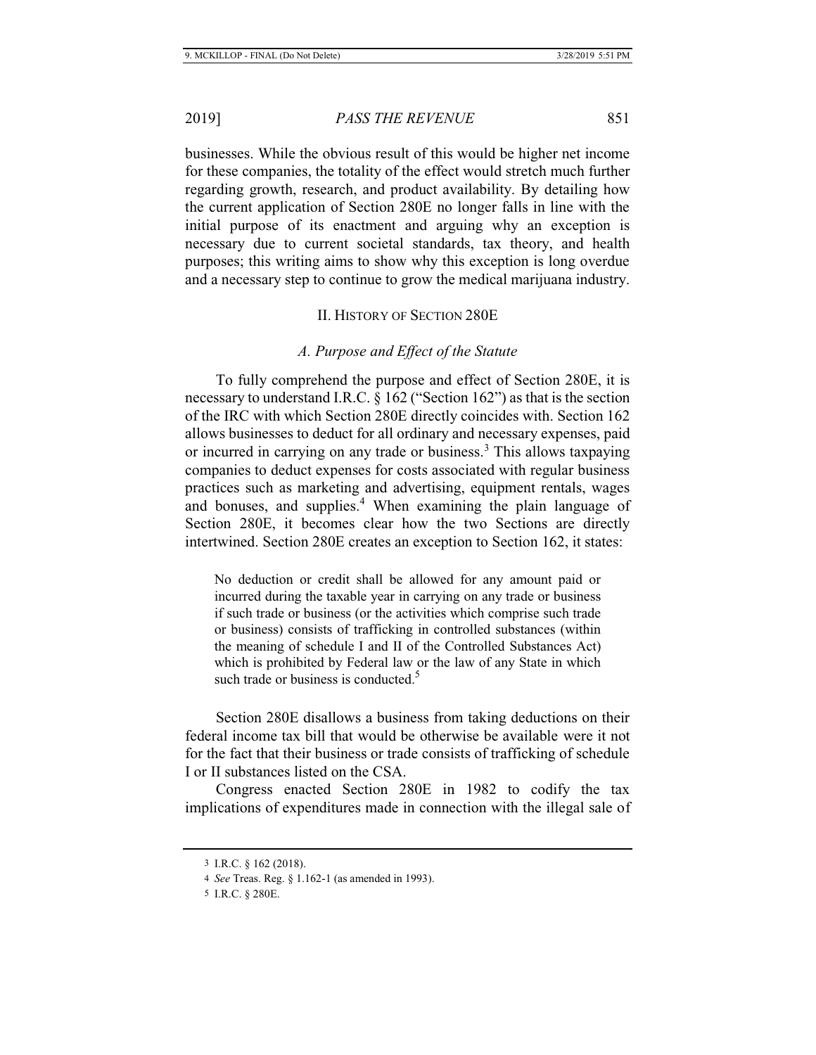businesses. While the obvious result of this would be higher net income for these companies, the totality of the effect would stretch much further regarding growth, research, and product availability. By detailing how the current application of Section 280E no longer falls in line with the initial purpose of its enactment and arguing why an exception is necessary due to current societal standards, tax theory, and health purposes; this writing aims to show why this exception is long overdue and a necessary step to continue to grow the medical marijuana industry.

## II. History of Section 280E

### *A. Purpose and Effect of the Statute*

To fully comprehend the purpose and effect of Section 280E, it is necessary to understand I.R.C. § 162 ("Section 162") as that is the section of the IRC with which Section 280E directly coincides with. Section 162 allows businesses to deduct for all ordinary and necessary expenses, paid or incurred in carrying on any trade or business.[3] This allows taxpaying companies to deduct expenses for costs associated with regular business practices such as marketing and advertising, equipment rentals, wages and bonuses, and supplies.[4] When examining the plain language of Section 280E, it becomes clear how the two Sections are directly intertwined. Section 280E creates an exception to Section 162, it states:

> No deduction or credit shall be allowed for any amount paid or incurred during the taxable year in carrying on any trade or business if such trade or business (or the activities which comprise such trade or business) consists of trafficking in controlled substances (within the meaning of schedule I and II of the Controlled Substances Act) which is prohibited by Federal law or the law of any State in which such trade or business is conducted.[5]

Section 280E disallows a business from taking deductions on their federal income tax bill that would be otherwise be available were it not for the fact that their business or trade consists of trafficking of schedule I or II substances listed on the CSA.

Congress enacted Section 280E in 1982 to codify the tax implications of expenditures made in connection with the illegal sale of

---

3 I.R.C. § 162 (2018).

4 *See* Treas. Reg. § 1.162-1 (as amended in 1993).

5 I.R.C. § 280E.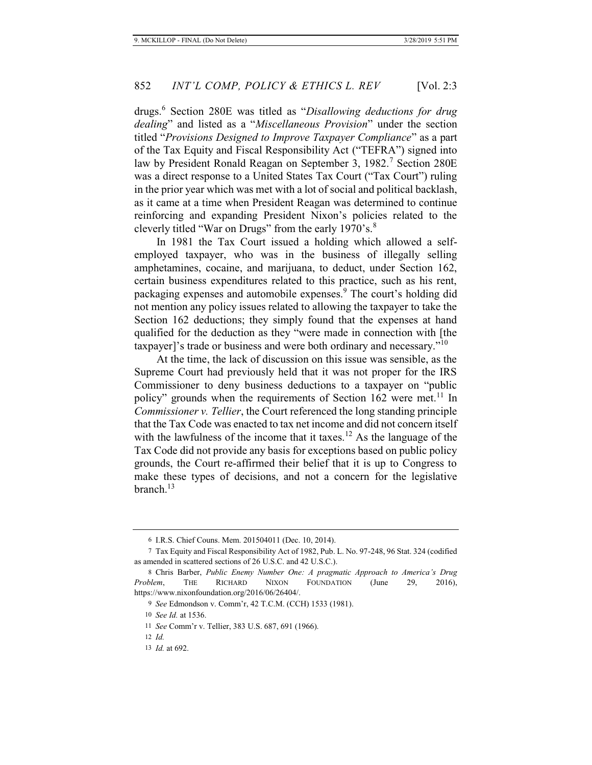drugs.[6] Section 280E was titled as "*Disallowing deductions for drug dealing*" and listed as a "*Miscellaneous Provision*" under the section titled "*Provisions Designed to Improve Taxpayer Compliance*" as a part of the Tax Equity and Fiscal Responsibility Act ("TEFRA") signed into law by President Ronald Reagan on September 3, 1982.[7] Section 280E was a direct response to a United States Tax Court ("Tax Court") ruling in the prior year which was met with a lot of social and political backlash, as it came at a time when President Reagan was determined to continue reinforcing and expanding President Nixon's policies related to the cleverly titled "War on Drugs" from the early 1970's.[8]

In 1981 the Tax Court issued a holding which allowed a self-employed taxpayer, who was in the business of illegally selling amphetamines, cocaine, and marijuana, to deduct, under Section 162, certain business expenditures related to this practice, such as his rent, packaging expenses and automobile expenses.[9] The court's holding did not mention any policy issues related to allowing the taxpayer to take the Section 162 deductions; they simply found that the expenses at hand qualified for the deduction as they "were made in connection with [the taxpayer]'s trade or business and were both ordinary and necessary."[10]

At the time, the lack of discussion on this issue was sensible, as the Supreme Court had previously held that it was not proper for the IRS Commissioner to deny business deductions to a taxpayer on "public policy" grounds when the requirements of Section 162 were met.[11] In *Commissioner v. Tellier*, the Court referenced the long standing principle that the Tax Code was enacted to tax net income and did not concern itself with the lawfulness of the income that it taxes.[12] As the language of the Tax Code did not provide any basis for exceptions based on public policy grounds, the Court re-affirmed their belief that it is up to Congress to make these types of decisions, and not a concern for the legislative branch.[13]

---

6 I.R.S. Chief Couns. Mem. 201504011 (Dec. 10, 2014).

7 Tax Equity and Fiscal Responsibility Act of 1982, Pub. L. No. 97-248, 96 Stat. 324 (codified as amended in scattered sections of 26 U.S.C. and 42 U.S.C.).

8 Chris Barber, *Public Enemy Number One: A pragmatic Approach to America's Drug Problem*, THE RICHARD NIXON FOUNDATION (June 29, 2016), https://www.nixonfoundation.org/2016/06/26404/.

9 *See* Edmondson v. Comm'r, 42 T.C.M. (CCH) 1533 (1981).

10 *See Id.* at 1536.

11 *See* Comm'r v. Tellier, 383 U.S. 687, 691 (1966).

12 *Id.*

13 *Id.* at 692.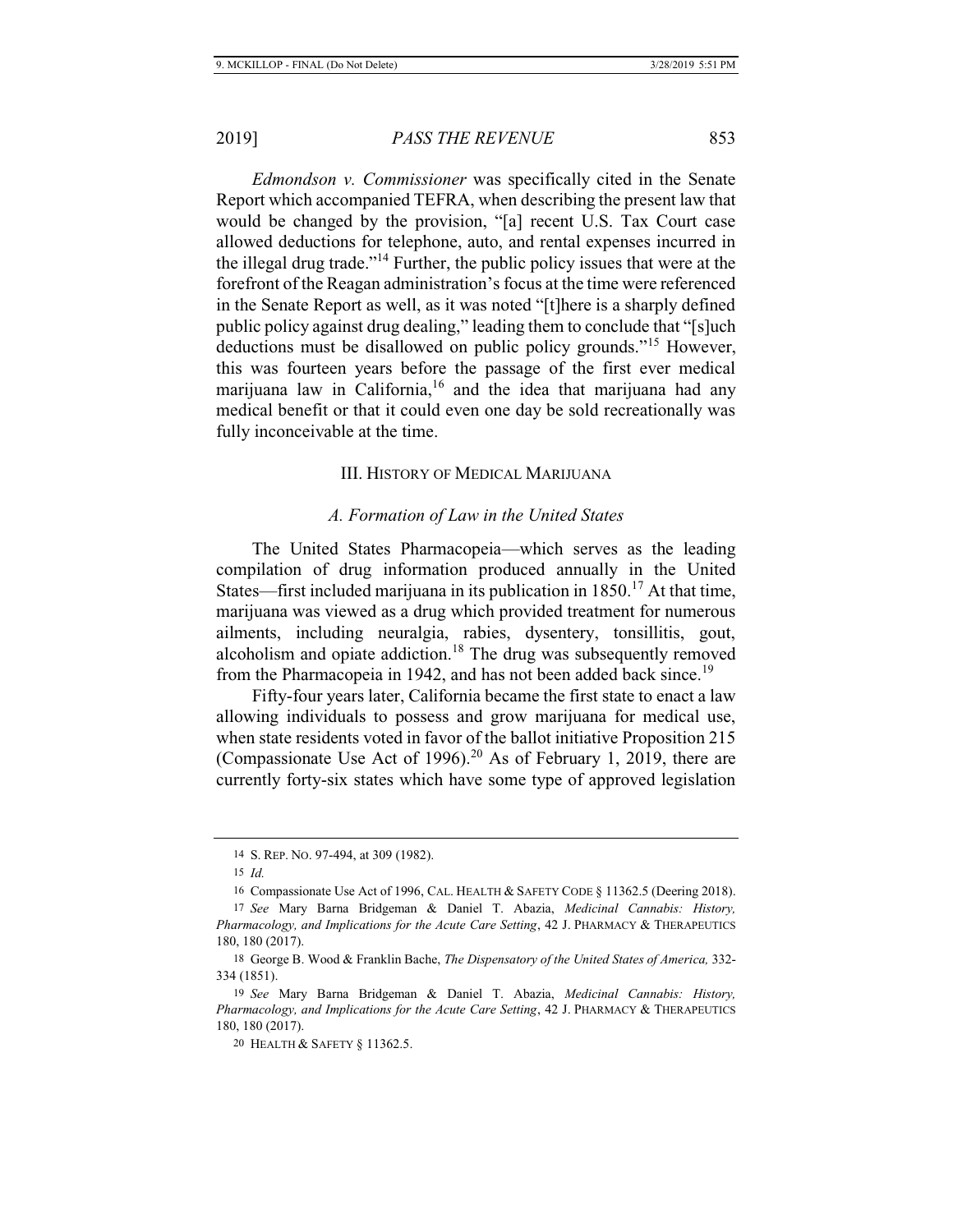*Edmondson v. Commissioner* was specifically cited in the Senate Report which accompanied TEFRA, when describing the present law that would be changed by the provision, "[a] recent U.S. Tax Court case allowed deductions for telephone, auto, and rental expenses incurred in the illegal drug trade."[14] Further, the public policy issues that were at the forefront of the Reagan administration's focus at the time were referenced in the Senate Report as well, as it was noted "[t]here is a sharply defined public policy against drug dealing," leading them to conclude that "[s]uch deductions must be disallowed on public policy grounds."[15] However, this was fourteen years before the passage of the first ever medical marijuana law in California,[16] and the idea that marijuana had any medical benefit or that it could even one day be sold recreationally was fully inconceivable at the time.

## III. History of Medical Marijuana

### *A. Formation of Law in the United States*

The United States Pharmacopeia—which serves as the leading compilation of drug information produced annually in the United States—first included marijuana in its publication in 1850.[17] At that time, marijuana was viewed as a drug which provided treatment for numerous ailments, including neuralgia, rabies, dysentery, tonsillitis, gout, alcoholism and opiate addiction.[18] The drug was subsequently removed from the Pharmacopeia in 1942, and has not been added back since.[19]

Fifty-four years later, California became the first state to enact a law allowing individuals to possess and grow marijuana for medical use, when state residents voted in favor of the ballot initiative Proposition 215 (Compassionate Use Act of 1996).[20] As of February 1, 2019, there are currently forty-six states which have some type of approved legislation

---

14 S. Rep. No. 97-494, at 309 (1982).

15 *Id.*

16 Compassionate Use Act of 1996, Cal. Health & Safety Code § 11362.5 (Deering 2018).

17 *See* Mary Barna Bridgeman & Daniel T. Abazia, *Medicinal Cannabis: History, Pharmacology, and Implications for the Acute Care Setting*, 42 J. Pharmacy & Therapeutics 180, 180 (2017).

18 George B. Wood & Franklin Bache, *The Dispensatory of the United States of America,* 332-334 (1851).

19 *See* Mary Barna Bridgeman & Daniel T. Abazia, *Medicinal Cannabis: History, Pharmacology, and Implications for the Acute Care Setting*, 42 J. Pharmacy & Therapeutics 180, 180 (2017).

20 Health & Safety § 11362.5.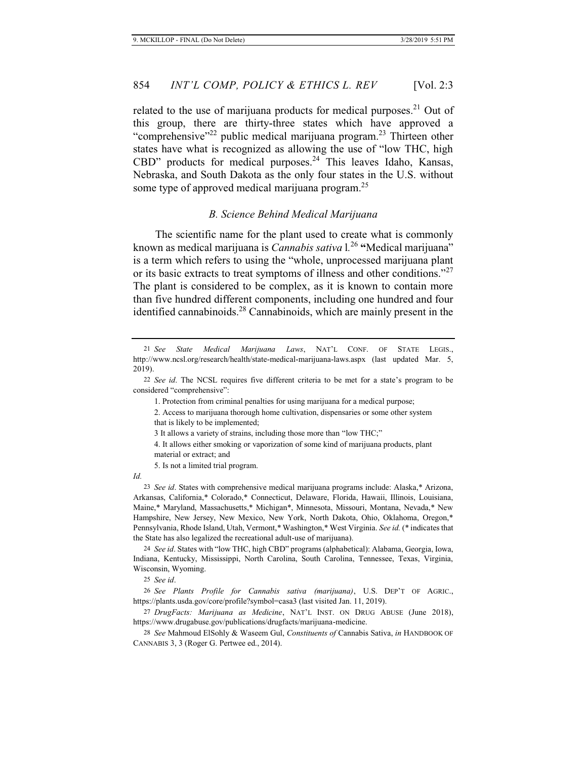related to the use of marijuana products for medical purposes.[21] Out of this group, there are thirty-three states which have approved a "comprehensive"[22] public medical marijuana program.[23] Thirteen other states have what is recognized as allowing the use of "low THC, high CBD" products for medical purposes.[24] This leaves Idaho, Kansas, Nebraska, and South Dakota as the only four states in the U.S. without some type of approved medical marijuana program.[25]

### *B. Science Behind Medical Marijuana*

The scientific name for the plant used to create what is commonly known as medical marijuana is *Cannabis sativa* l.[26] **"**Medical marijuana" is a term which refers to using the "whole, unprocessed marijuana plant or its basic extracts to treat symptoms of illness and other conditions."[27] The plant is considered to be complex, as it is known to contain more than five hundred different components, including one hundred and four identified cannabinoids.[28] Cannabinoids, which are mainly present in the

---

21 *See State Medical Marijuana Laws*, NAT'L CONF. OF STATE LEGIS., http://www.ncsl.org/research/health/state-medical-marijuana-laws.aspx (last updated Mar. 5, 2019).

22 *See id*. The NCSL requires five different criteria to be met for a state's program to be considered "comprehensive":

> 1. Protection from criminal penalties for using marijuana for a medical purpose;
>
> 2. Access to marijuana thorough home cultivation, dispensaries or some other system that is likely to be implemented;
>
> 3 It allows a variety of strains, including those more than "low THC;"
>
> 4. It allows either smoking or vaporization of some kind of marijuana products, plant material or extract; and
>
> 5. Is not a limited trial program.

*Id.*

23 *See id*. States with comprehensive medical marijuana programs include: Alaska,* Arizona, Arkansas, California,* Colorado,* Connecticut, Delaware, Florida, Hawaii, Illinois, Louisiana, Maine,* Maryland, Massachusetts,* Michigan*, Minnesota, Missouri, Montana, Nevada,* New Hampshire, New Jersey, New Mexico, New York, North Dakota, Ohio, Oklahoma, Oregon,* Pennsylvania, Rhode Island, Utah, Vermont,* Washington,* West Virginia. *See id.* (* indicates that the State has also legalized the recreational adult-use of marijuana).

24 *See id*. States with "low THC, high CBD" programs (alphabetical): Alabama, Georgia, Iowa, Indiana, Kentucky, Mississippi, North Carolina, South Carolina, Tennessee, Texas, Virginia, Wisconsin, Wyoming.

25 *See id*.

26 *See Plants Profile for Cannabis sativa (marijuana)*, U.S. DEP'T OF AGRIC., https://plants.usda.gov/core/profile?symbol=casa3 (last visited Jan. 11, 2019).

27 *DrugFacts: Marijuana as Medicine*, NAT'L INST. ON DRUG ABUSE (June 2018), https://www.drugabuse.gov/publications/drugfacts/marijuana-medicine.

28 *See* Mahmoud ElSohly & Waseem Gul, *Constituents of* Cannabis Sativa, *in* HANDBOOK OF CANNABIS 3, 3 (Roger G. Pertwee ed., 2014).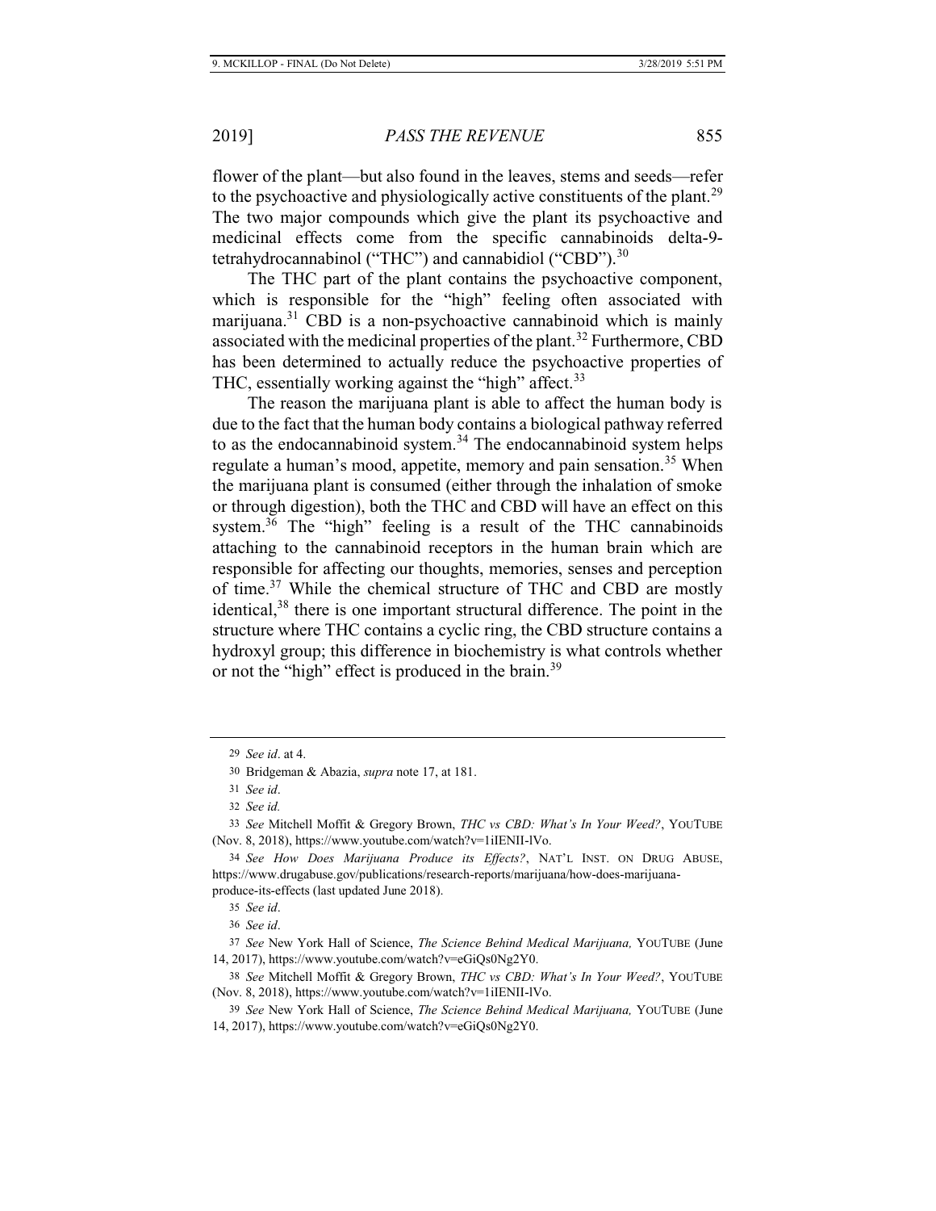flower of the plant—but also found in the leaves, stems and seeds—refer to the psychoactive and physiologically active constituents of the plant.[29] The two major compounds which give the plant its psychoactive and medicinal effects come from the specific cannabinoids delta-9-tetrahydrocannabinol ("THC") and cannabidiol ("CBD").[30]

The THC part of the plant contains the psychoactive component, which is responsible for the "high" feeling often associated with marijuana.[31] CBD is a non-psychoactive cannabinoid which is mainly associated with the medicinal properties of the plant.[32] Furthermore, CBD has been determined to actually reduce the psychoactive properties of THC, essentially working against the "high" affect.[33]

The reason the marijuana plant is able to affect the human body is due to the fact that the human body contains a biological pathway referred to as the endocannabinoid system.[34] The endocannabinoid system helps regulate a human's mood, appetite, memory and pain sensation.[35] When the marijuana plant is consumed (either through the inhalation of smoke or through digestion), both the THC and CBD will have an effect on this system.[36] The "high" feeling is a result of the THC cannabinoids attaching to the cannabinoid receptors in the human brain which are responsible for affecting our thoughts, memories, senses and perception of time.[37] While the chemical structure of THC and CBD are mostly identical,[38] there is one important structural difference. The point in the structure where THC contains a cyclic ring, the CBD structure contains a hydroxyl group; this difference in biochemistry is what controls whether or not the "high" effect is produced in the brain.[39]

---

29 *See id*. at 4.

30 Bridgeman & Abazia, *supra* note 17, at 181.

31 *See id*.

32 *See id.*

33 *See* Mitchell Moffit & Gregory Brown, *THC vs CBD: What's In Your Weed?*, YOUTUBE (Nov. 8, 2018), https://www.youtube.com/watch?v=1iIENII-lVo.

34 *See How Does Marijuana Produce its Effects?*, NAT'L INST. ON DRUG ABUSE, https://www.drugabuse.gov/publications/research-reports/marijuana/how-does-marijuana-produce-its-effects (last updated June 2018).

35 *See id*.

36 *See id*.

37 *See* New York Hall of Science, *The Science Behind Medical Marijuana,* YOUTUBE (June 14, 2017), https://www.youtube.com/watch?v=eGiQs0Ng2Y0.

38 *See* Mitchell Moffit & Gregory Brown, *THC vs CBD: What's In Your Weed?*, YOUTUBE (Nov. 8, 2018), https://www.youtube.com/watch?v=1iIENII-lVo.

39 *See* New York Hall of Science, *The Science Behind Medical Marijuana,* YOUTUBE (June 14, 2017), https://www.youtube.com/watch?v=eGiQs0Ng2Y0.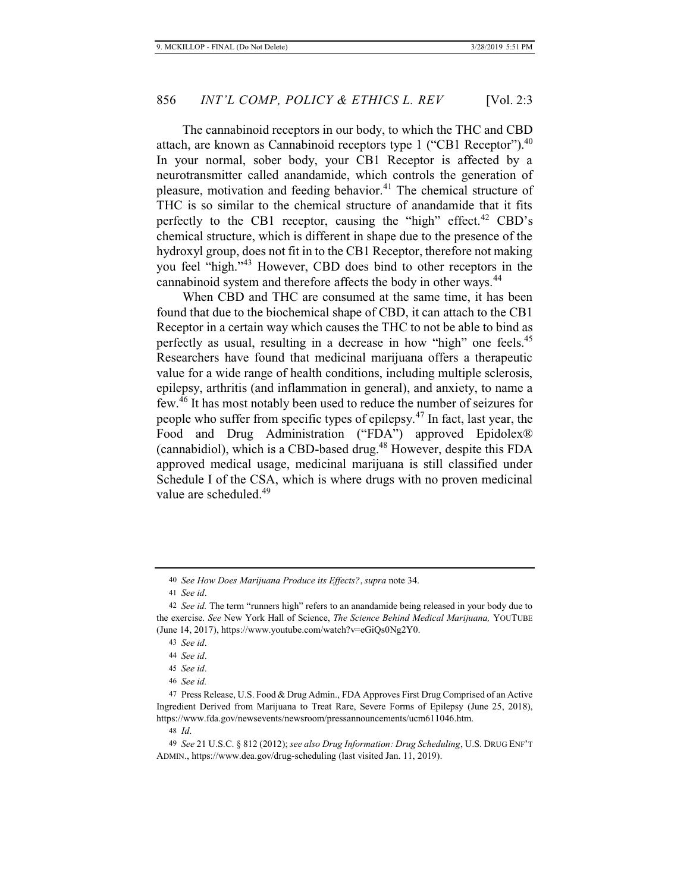The cannabinoid receptors in our body, to which the THC and CBD attach, are known as Cannabinoid receptors type 1 ("CB1 Receptor").[40] In your normal, sober body, your CB1 Receptor is affected by a neurotransmitter called anandamide, which controls the generation of pleasure, motivation and feeding behavior.[41] The chemical structure of THC is so similar to the chemical structure of anandamide that it fits perfectly to the CB1 receptor, causing the "high" effect.[42] CBD's chemical structure, which is different in shape due to the presence of the hydroxyl group, does not fit in to the CB1 Receptor, therefore not making you feel "high."[43] However, CBD does bind to other receptors in the cannabinoid system and therefore affects the body in other ways.[44]

When CBD and THC are consumed at the same time, it has been found that due to the biochemical shape of CBD, it can attach to the CB1 Receptor in a certain way which causes the THC to not be able to bind as perfectly as usual, resulting in a decrease in how "high" one feels.[45] Researchers have found that medicinal marijuana offers a therapeutic value for a wide range of health conditions, including multiple sclerosis, epilepsy, arthritis (and inflammation in general), and anxiety, to name a few.[46] It has most notably been used to reduce the number of seizures for people who suffer from specific types of epilepsy.[47] In fact, last year, the Food and Drug Administration ("FDA") approved Epidolex® (cannabidiol), which is a CBD-based drug.[48] However, despite this FDA approved medical usage, medicinal marijuana is still classified under Schedule I of the CSA, which is where drugs with no proven medicinal value are scheduled.[49]

---

40 *See How Does Marijuana Produce its Effects?*, *supra* note 34.

41 *See id*.

42 *See id.* The term "runners high" refers to an anandamide being released in your body due to the exercise. *See* New York Hall of Science, *The Science Behind Medical Marijuana,* YOUTUBE (June 14, 2017), https://www.youtube.com/watch?v=eGiQs0Ng2Y0.

43 *See id*.

44 *See id*.

45 *See id*.

46 *See id.*

47 Press Release, U.S. Food & Drug Admin., FDA Approves First Drug Comprised of an Active Ingredient Derived from Marijuana to Treat Rare, Severe Forms of Epilepsy (June 25, 2018), https://www.fda.gov/newsevents/newsroom/pressannouncements/ucm611046.htm.

48 *Id*.

49 *See* 21 U.S.C. § 812 (2012); *see also Drug Information: Drug Scheduling*, U.S. DRUG ENF'T ADMIN., https://www.dea.gov/drug-scheduling (last visited Jan. 11, 2019).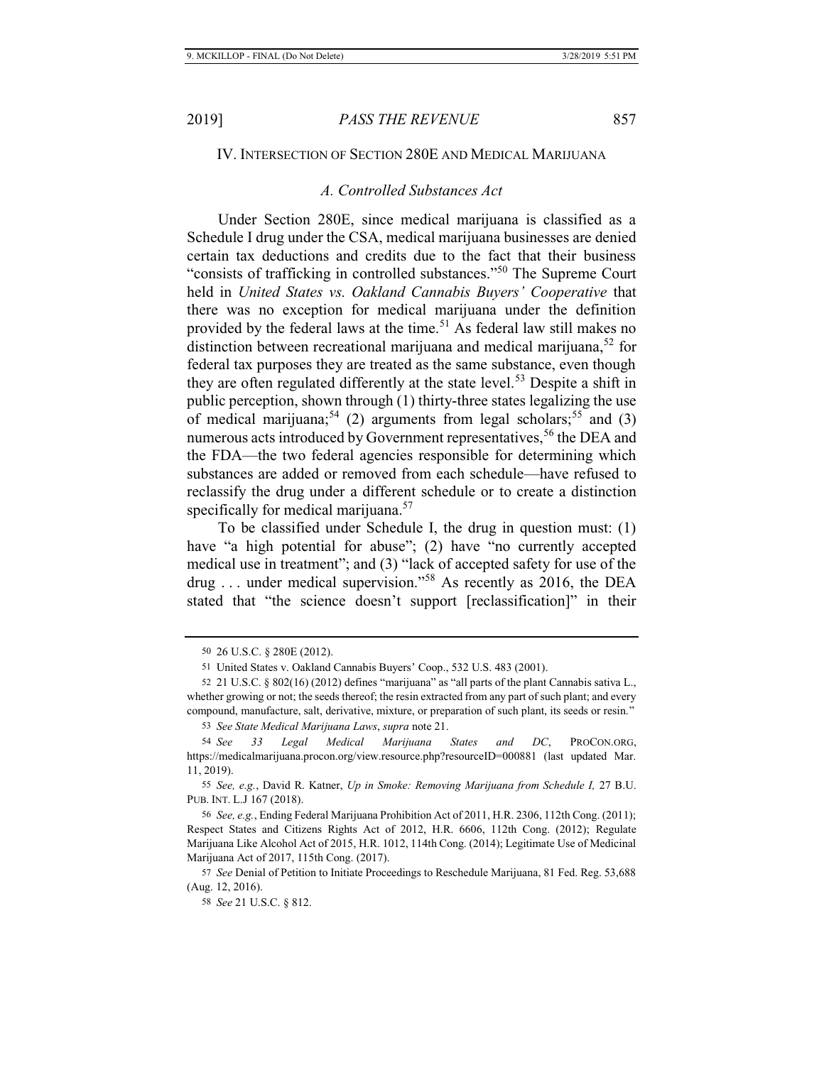## IV. Intersection of Section 280E and Medical Marijuana

### *A. Controlled Substances Act*

Under Section 280E, since medical marijuana is classified as a Schedule I drug under the CSA, medical marijuana businesses are denied certain tax deductions and credits due to the fact that their business "consists of trafficking in controlled substances."[50] The Supreme Court held in *United States vs. Oakland Cannabis Buyers' Cooperative* that there was no exception for medical marijuana under the definition provided by the federal laws at the time.[51] As federal law still makes no distinction between recreational marijuana and medical marijuana,[52] for federal tax purposes they are treated as the same substance, even though they are often regulated differently at the state level.[53] Despite a shift in public perception, shown through (1) thirty-three states legalizing the use of medical marijuana;[54] (2) arguments from legal scholars;[55] and (3) numerous acts introduced by Government representatives,[56] the DEA and the FDA—the two federal agencies responsible for determining which substances are added or removed from each schedule—have refused to reclassify the drug under a different schedule or to create a distinction specifically for medical marijuana.[57]

To be classified under Schedule I, the drug in question must: (1) have "a high potential for abuse"; (2) have "no currently accepted medical use in treatment"; and (3) "lack of accepted safety for use of the drug . . . under medical supervision."[58] As recently as 2016, the DEA stated that "the science doesn't support [reclassification]" in their

---

50 26 U.S.C. § 280E (2012).

51 United States v. Oakland Cannabis Buyers' Coop., 532 U.S. 483 (2001).

52 21 U.S.C. § 802(16) (2012) defines "marijuana" as "all parts of the plant Cannabis sativa L., whether growing or not; the seeds thereof; the resin extracted from any part of such plant; and every compound, manufacture, salt, derivative, mixture, or preparation of such plant, its seeds or resin."

53 *See State Medical Marijuana Laws*, *supra* note 21.

54 *See 33 Legal Medical Marijuana States and DC*, PROCON.ORG, https://medicalmarijuana.procon.org/view.resource.php?resourceID=000881 (last updated Mar. 11, 2019).

55 *See, e.g.*, David R. Katner, *Up in Smoke: Removing Marijuana from Schedule I,* 27 B.U. PUB. INT. L.J 167 (2018).

56 *See, e.g.*, Ending Federal Marijuana Prohibition Act of 2011, H.R. 2306, 112th Cong. (2011); Respect States and Citizens Rights Act of 2012, H.R. 6606, 112th Cong. (2012); Regulate Marijuana Like Alcohol Act of 2015, H.R. 1012, 114th Cong. (2014); Legitimate Use of Medicinal Marijuana Act of 2017, 115th Cong. (2017).

57 *See* Denial of Petition to Initiate Proceedings to Reschedule Marijuana, 81 Fed. Reg. 53,688 (Aug. 12, 2016).

58 *See* 21 U.S.C. § 812.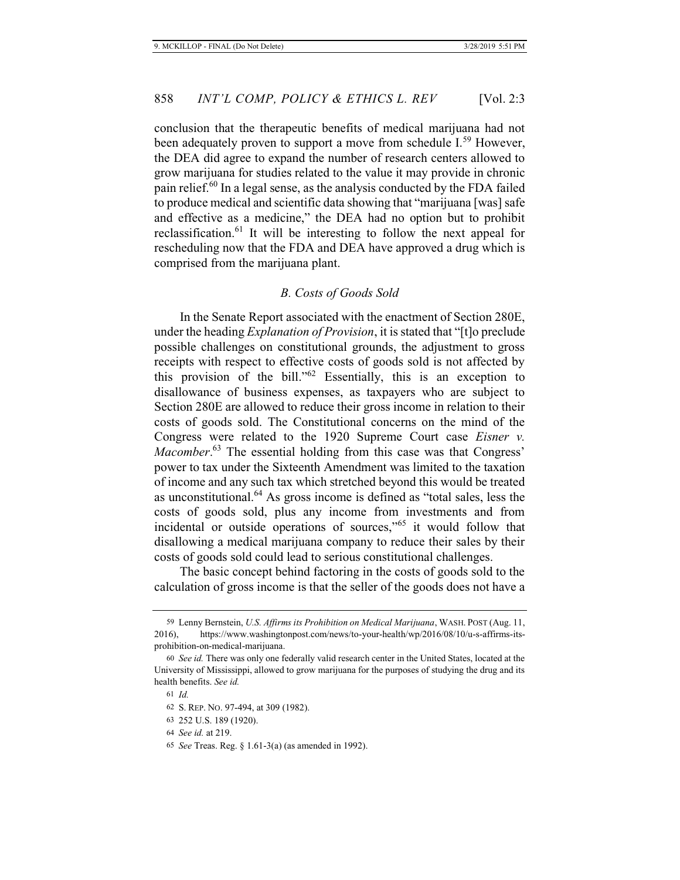conclusion that the therapeutic benefits of medical marijuana had not been adequately proven to support a move from schedule I.[59] However, the DEA did agree to expand the number of research centers allowed to grow marijuana for studies related to the value it may provide in chronic pain relief.[60] In a legal sense, as the analysis conducted by the FDA failed to produce medical and scientific data showing that "marijuana [was] safe and effective as a medicine," the DEA had no option but to prohibit reclassification.[61] It will be interesting to follow the next appeal for rescheduling now that the FDA and DEA have approved a drug which is comprised from the marijuana plant.

### *B. Costs of Goods Sold*

In the Senate Report associated with the enactment of Section 280E, under the heading *Explanation of Provision*, it is stated that "[t]o preclude possible challenges on constitutional grounds, the adjustment to gross receipts with respect to effective costs of goods sold is not affected by this provision of the bill."[62] Essentially, this is an exception to disallowance of business expenses, as taxpayers who are subject to Section 280E are allowed to reduce their gross income in relation to their costs of goods sold. The Constitutional concerns on the mind of the Congress were related to the 1920 Supreme Court case *Eisner v. Macomber*.[63] The essential holding from this case was that Congress' power to tax under the Sixteenth Amendment was limited to the taxation of income and any such tax which stretched beyond this would be treated as unconstitutional.[64] As gross income is defined as "total sales, less the costs of goods sold, plus any income from investments and from incidental or outside operations of sources,"[65] it would follow that disallowing a medical marijuana company to reduce their sales by their costs of goods sold could lead to serious constitutional challenges.

The basic concept behind factoring in the costs of goods sold to the calculation of gross income is that the seller of the goods does not have a

---

59 Lenny Bernstein, *U.S. Affirms its Prohibition on Medical Marijuana*, WASH. POST (Aug. 11, 2016), https://www.washingtonpost.com/news/to-your-health/wp/2016/08/10/u-s-affirms-its-prohibition-on-medical-marijuana.

60 *See id.* There was only one federally valid research center in the United States, located at the University of Mississippi, allowed to grow marijuana for the purposes of studying the drug and its health benefits. *See id.*

61 *Id.*

62 S. REP. NO. 97-494, at 309 (1982).

63 252 U.S. 189 (1920).

64 *See id.* at 219.

65 *See* Treas. Reg. § 1.61-3(a) (as amended in 1992).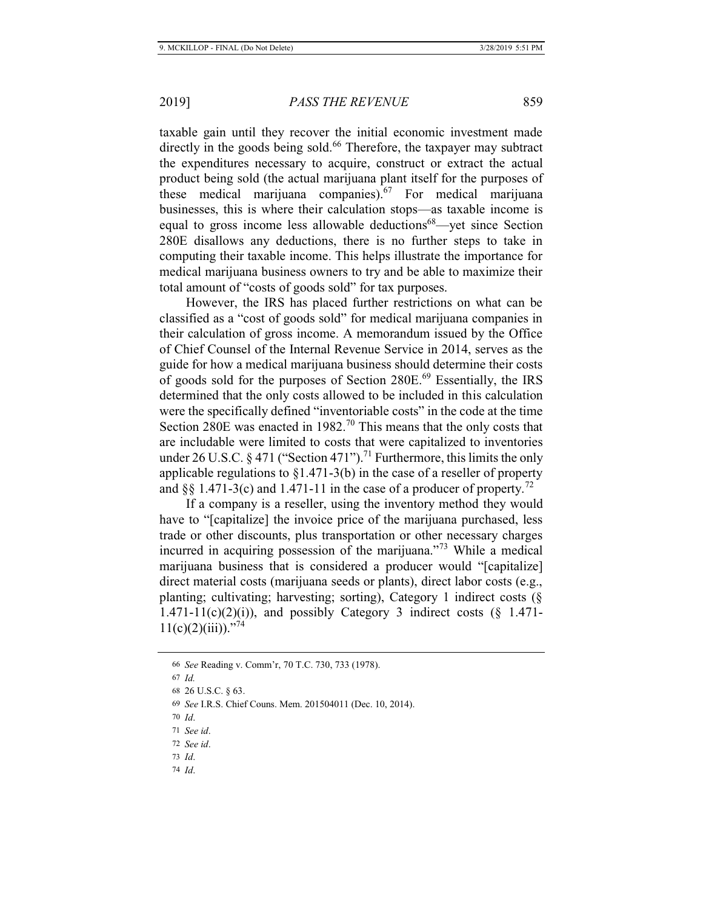taxable gain until they recover the initial economic investment made directly in the goods being sold.[66] Therefore, the taxpayer may subtract the expenditures necessary to acquire, construct or extract the actual product being sold (the actual marijuana plant itself for the purposes of these medical marijuana companies).[67] For medical marijuana businesses, this is where their calculation stops—as taxable income is equal to gross income less allowable deductions[68]—yet since Section 280E disallows any deductions, there is no further steps to take in computing their taxable income. This helps illustrate the importance for medical marijuana business owners to try and be able to maximize their total amount of "costs of goods sold" for tax purposes.

However, the IRS has placed further restrictions on what can be classified as a "cost of goods sold" for medical marijuana companies in their calculation of gross income. A memorandum issued by the Office of Chief Counsel of the Internal Revenue Service in 2014, serves as the guide for how a medical marijuana business should determine their costs of goods sold for the purposes of Section 280E.[69] Essentially, the IRS determined that the only costs allowed to be included in this calculation were the specifically defined "inventoriable costs" in the code at the time Section 280E was enacted in 1982.[70] This means that the only costs that are includable were limited to costs that were capitalized to inventories under 26 U.S.C. § 471 ("Section 471").[71] Furthermore, this limits the only applicable regulations to §1.471-3(b) in the case of a reseller of property and §§ 1.471-3(c) and 1.471-11 in the case of a producer of property.[72]

If a company is a reseller, using the inventory method they would have to "[capitalize] the invoice price of the marijuana purchased, less trade or other discounts, plus transportation or other necessary charges incurred in acquiring possession of the marijuana."[73] While a medical marijuana business that is considered a producer would "[capitalize] direct material costs (marijuana seeds or plants), direct labor costs (e.g., planting; cultivating; harvesting; sorting), Category 1 indirect costs (§ 1.471-11(c)(2)(i)), and possibly Category 3 indirect costs (§ 1.471-11(c)(2)(iii))."[74]

---

66 *See* Reading v. Comm'r, 70 T.C. 730, 733 (1978).

67 *Id.*

68 26 U.S.C. § 63.

69 *See* I.R.S. Chief Couns. Mem. 201504011 (Dec. 10, 2014).

70 *Id*.

71 *See id*.

72 *See id*.

73 *Id*.

74 *Id*.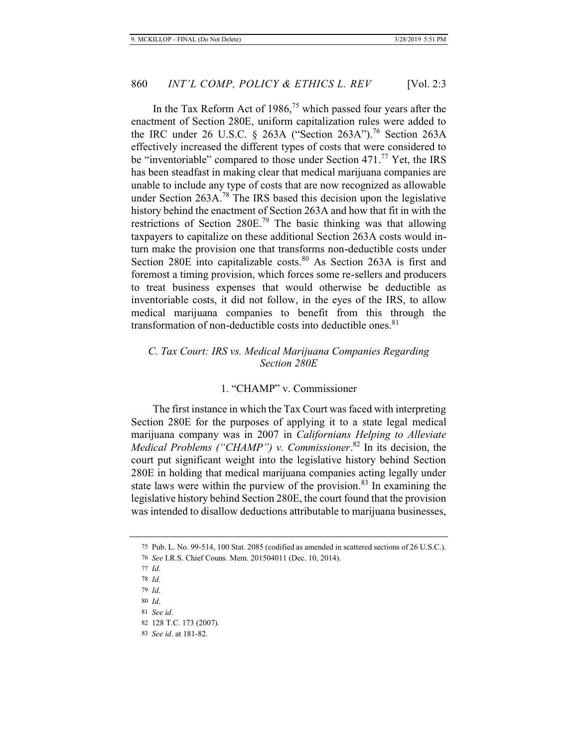In the Tax Reform Act of 1986,[75] which passed four years after the enactment of Section 280E, uniform capitalization rules were added to the IRC under 26 U.S.C. § 263A ("Section 263A").[76] Section 263A effectively increased the different types of costs that were considered to be "inventoriable" compared to those under Section 471.[77] Yet, the IRS has been steadfast in making clear that medical marijuana companies are unable to include any type of costs that are now recognized as allowable under Section 263A.[78] The IRS based this decision upon the legislative history behind the enactment of Section 263A and how that fit in with the restrictions of Section 280E.[79] The basic thinking was that allowing taxpayers to capitalize on these additional Section 263A costs would in-turn make the provision one that transforms non-deductible costs under Section 280E into capitalizable costs.[80] As Section 263A is first and foremost a timing provision, which forces some re-sellers and producers to treat business expenses that would otherwise be deductible as inventoriable costs, it did not follow, in the eyes of the IRS, to allow medical marijuana companies to benefit from this through the transformation of non-deductible costs into deductible ones.[81]

### *C. Tax Court: IRS vs. Medical Marijuana Companies Regarding Section 280E*

#### 1. "CHAMP" v. Commissioner

The first instance in which the Tax Court was faced with interpreting Section 280E for the purposes of applying it to a state legal medical marijuana company was in 2007 in *Californians Helping to Alleviate Medical Problems ("CHAMP") v. Commissioner*.[82] In its decision, the court put significant weight into the legislative history behind Section 280E in holding that medical marijuana companies acting legally under state laws were within the purview of the provision.[83] In examining the legislative history behind Section 280E, the court found that the provision was intended to disallow deductions attributable to marijuana businesses,

---

75 Pub. L. No. 99-514, 100 Stat. 2085 (codified as amended in scattered sections of 26 U.S.C.).

76 *See* I.R.S. Chief Couns. Mem. 201504011 (Dec. 10, 2014).

77 *Id*.

78 *Id*.

79 *Id*.

80 *Id*.

81 *See id*.

82 128 T.C. 173 (2007).

83 *See id*. at 181-82.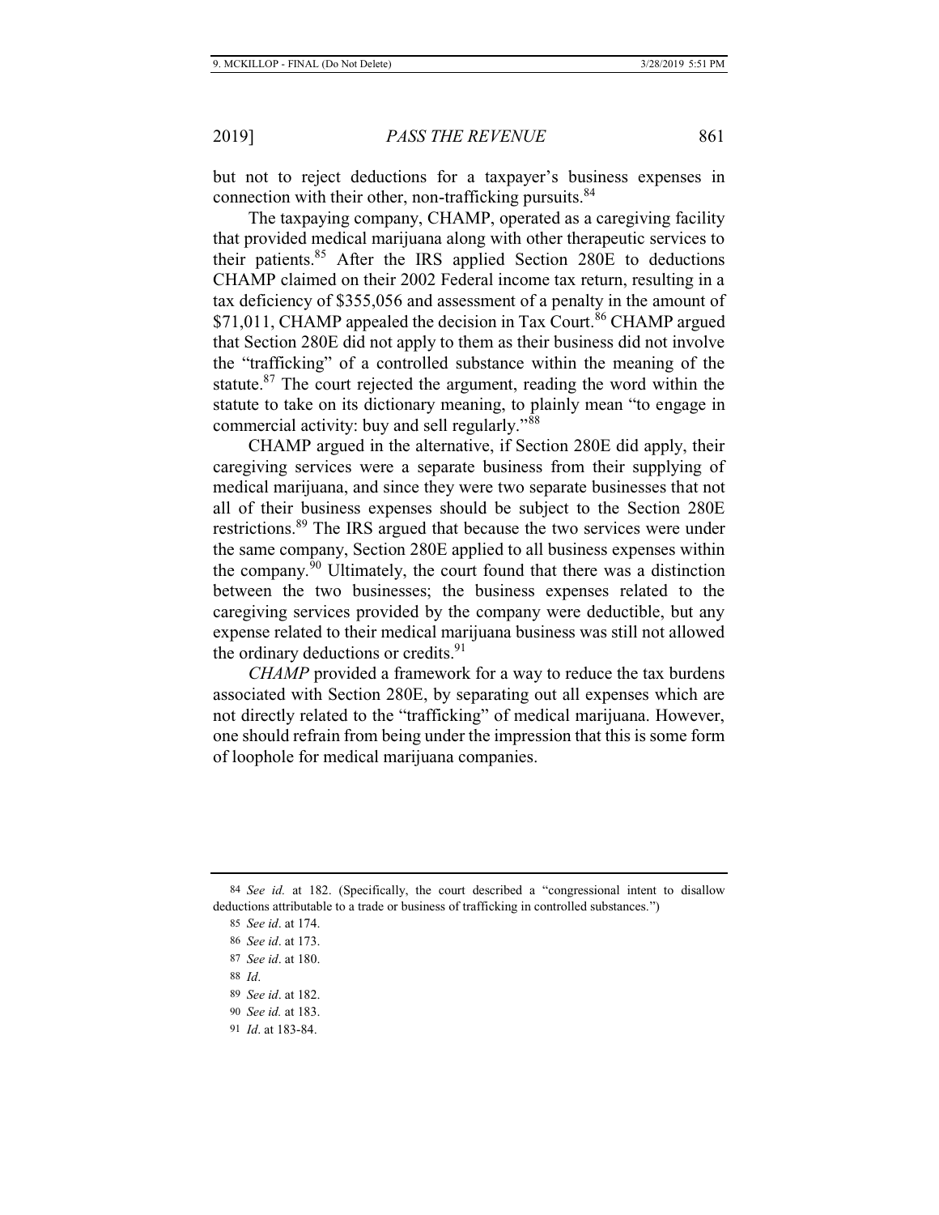but not to reject deductions for a taxpayer's business expenses in connection with their other, non-trafficking pursuits.[84]

The taxpaying company, CHAMP, operated as a caregiving facility that provided medical marijuana along with other therapeutic services to their patients.[85] After the IRS applied Section 280E to deductions CHAMP claimed on their 2002 Federal income tax return, resulting in a tax deficiency of $355,056 and assessment of a penalty in the amount of $71,011, CHAMP appealed the decision in Tax Court.[86] CHAMP argued that Section 280E did not apply to them as their business did not involve the "trafficking" of a controlled substance within the meaning of the statute.[87] The court rejected the argument, reading the word within the statute to take on its dictionary meaning, to plainly mean "to engage in commercial activity: buy and sell regularly."[88]

CHAMP argued in the alternative, if Section 280E did apply, their caregiving services were a separate business from their supplying of medical marijuana, and since they were two separate businesses that not all of their business expenses should be subject to the Section 280E restrictions.[89] The IRS argued that because the two services were under the same company, Section 280E applied to all business expenses within the company.[90] Ultimately, the court found that there was a distinction between the two businesses; the business expenses related to the caregiving services provided by the company were deductible, but any expense related to their medical marijuana business was still not allowed the ordinary deductions or credits.[91]

*CHAMP* provided a framework for a way to reduce the tax burdens associated with Section 280E, by separating out all expenses which are not directly related to the "trafficking" of medical marijuana. However, one should refrain from being under the impression that this is some form of loophole for medical marijuana companies.

---

84 *See id.* at 182. (Specifically, the court described a "congressional intent to disallow deductions attributable to a trade or business of trafficking in controlled substances.")

85 *See id*. at 174.

86 *See id*. at 173.

87 *See id*. at 180.

88 *Id*.

89 *See id*. at 182.

90 *See id.* at 183.

91 *Id*. at 183-84.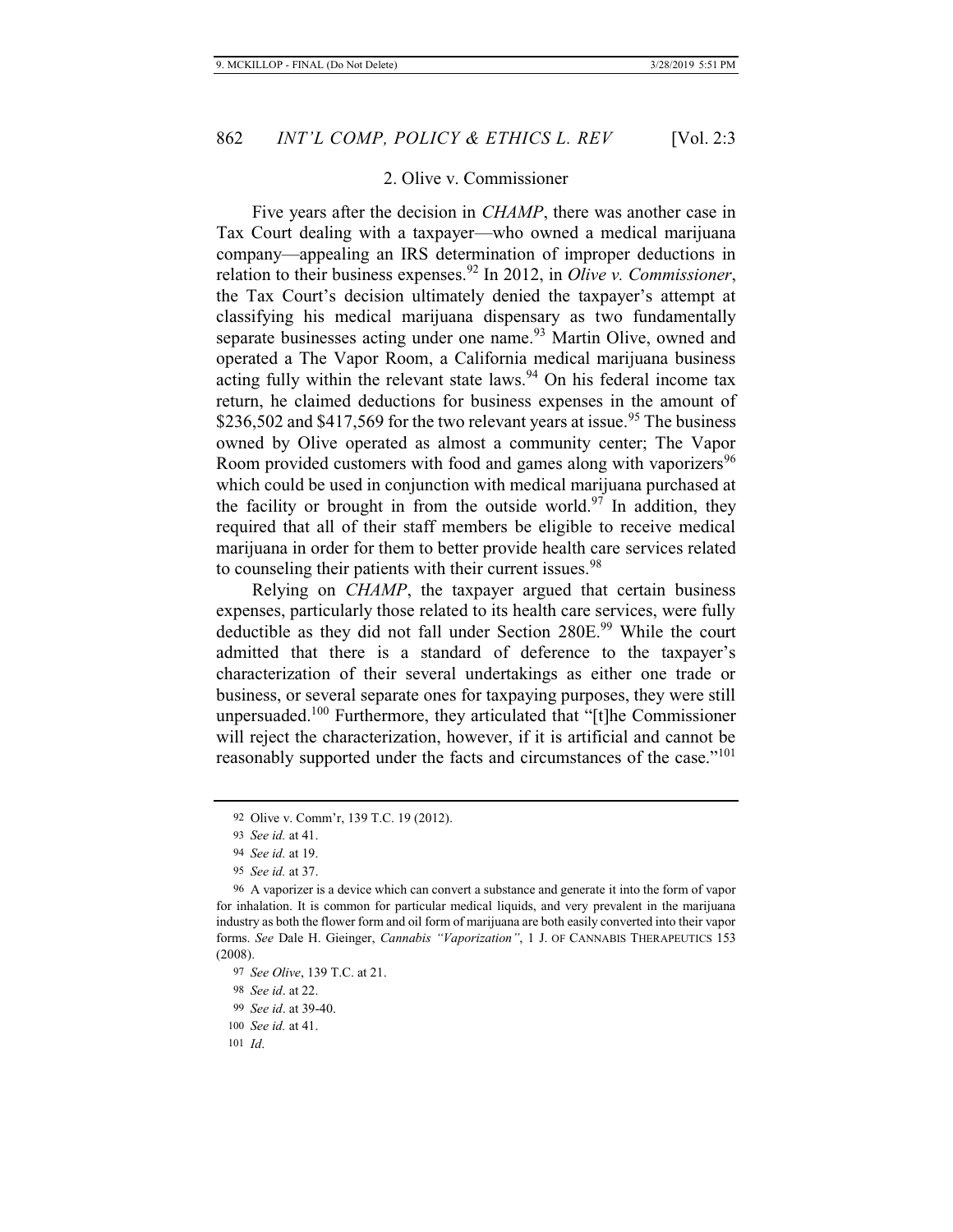### 2. Olive v. Commissioner

Five years after the decision in *CHAMP*, there was another case in Tax Court dealing with a taxpayer—who owned a medical marijuana company—appealing an IRS determination of improper deductions in relation to their business expenses.[92] In 2012, in *Olive v. Commissioner*, the Tax Court's decision ultimately denied the taxpayer's attempt at classifying his medical marijuana dispensary as two fundamentally separate businesses acting under one name.[93] Martin Olive, owned and operated a The Vapor Room, a California medical marijuana business acting fully within the relevant state laws.[94] On his federal income tax return, he claimed deductions for business expenses in the amount of $236,502 and $417,569 for the two relevant years at issue.[95] The business owned by Olive operated as almost a community center; The Vapor Room provided customers with food and games along with vaporizers[96] which could be used in conjunction with medical marijuana purchased at the facility or brought in from the outside world.[97] In addition, they required that all of their staff members be eligible to receive medical marijuana in order for them to better provide health care services related to counseling their patients with their current issues.[98]

Relying on *CHAMP*, the taxpayer argued that certain business expenses, particularly those related to its health care services, were fully deductible as they did not fall under Section 280E.[99] While the court admitted that there is a standard of deference to the taxpayer's characterization of their several undertakings as either one trade or business, or several separate ones for taxpaying purposes, they were still unpersuaded.[100] Furthermore, they articulated that "[t]he Commissioner will reject the characterization, however, if it is artificial and cannot be reasonably supported under the facts and circumstances of the case."[101]

---

92 Olive v. Comm'r, 139 T.C. 19 (2012).

93 *See id.* at 41.

94 *See id.* at 19.

95 *See id.* at 37.

96 A vaporizer is a device which can convert a substance and generate it into the form of vapor for inhalation. It is common for particular medical liquids, and very prevalent in the marijuana industry as both the flower form and oil form of marijuana are both easily converted into their vapor forms. *See* Dale H. Gieinger, *Cannabis "Vaporization"*, 1 J. OF CANNABIS THERAPEUTICS 153 (2008).

97 *See Olive*, 139 T.C. at 21.

98 *See id*. at 22.

99 *See id*. at 39-40.

100 *See id.* at 41.

101 *Id*.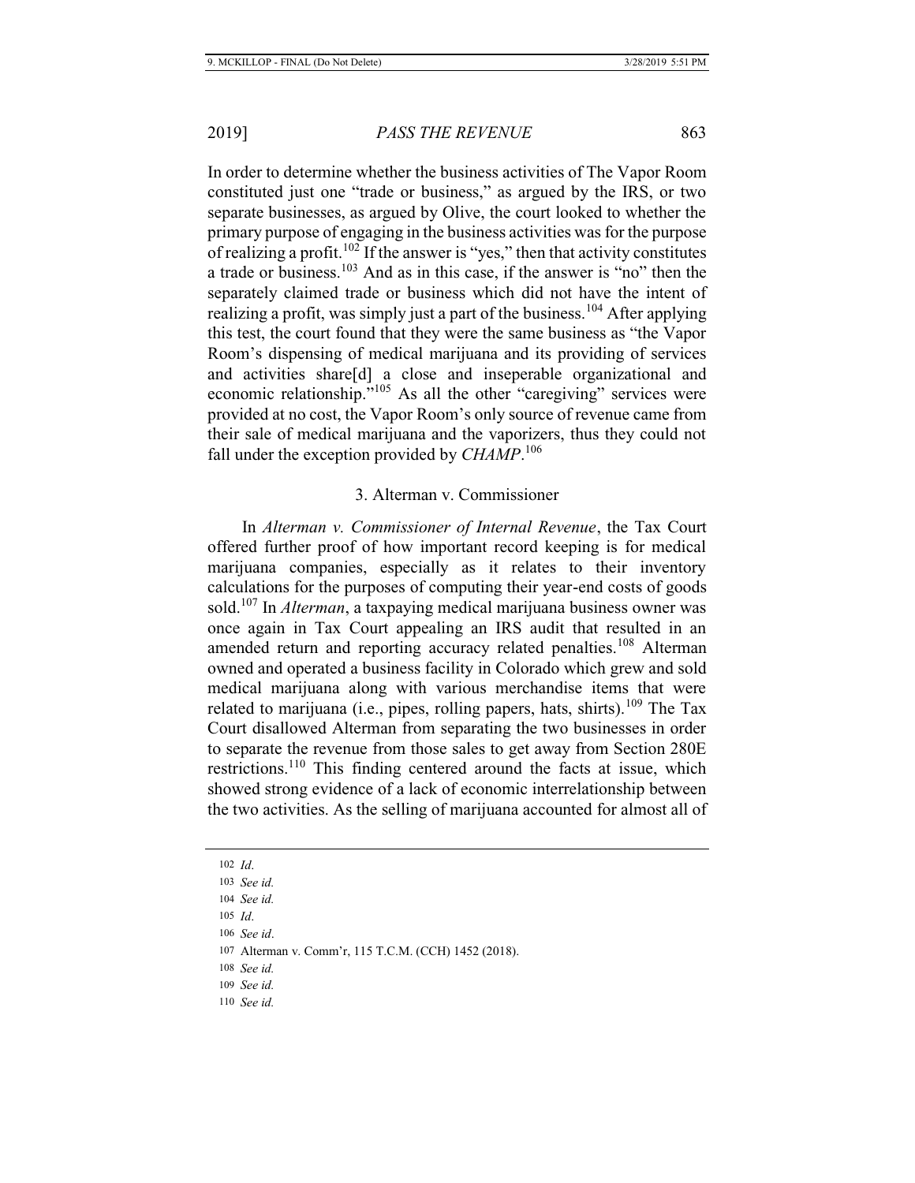In order to determine whether the business activities of The Vapor Room constituted just one "trade or business," as argued by the IRS, or two separate businesses, as argued by Olive, the court looked to whether the primary purpose of engaging in the business activities was for the purpose of realizing a profit.[102] If the answer is "yes," then that activity constitutes a trade or business.[103] And as in this case, if the answer is "no" then the separately claimed trade or business which did not have the intent of realizing a profit, was simply just a part of the business.[104] After applying this test, the court found that they were the same business as "the Vapor Room's dispensing of medical marijuana and its providing of services and activities share[d] a close and inseperable organizational and economic relationship."[105] As all the other "caregiving" services were provided at no cost, the Vapor Room's only source of revenue came from their sale of medical marijuana and the vaporizers, thus they could not fall under the exception provided by *CHAMP*.[106]

### 3. Alterman v. Commissioner

In *Alterman v. Commissioner of Internal Revenue*, the Tax Court offered further proof of how important record keeping is for medical marijuana companies, especially as it relates to their inventory calculations for the purposes of computing their year-end costs of goods sold.[107] In *Alterman*, a taxpaying medical marijuana business owner was once again in Tax Court appealing an IRS audit that resulted in an amended return and reporting accuracy related penalties.[108] Alterman owned and operated a business facility in Colorado which grew and sold medical marijuana along with various merchandise items that were related to marijuana (i.e., pipes, rolling papers, hats, shirts).[109] The Tax Court disallowed Alterman from separating the two businesses in order to separate the revenue from those sales to get away from Section 280E restrictions.[110] This finding centered around the facts at issue, which showed strong evidence of a lack of economic interrelationship between the two activities. As the selling of marijuana accounted for almost all of

---

102 *Id*.

103 *See id.*

104 *See id.*

105 *Id*.

106 *See id*.

107 Alterman v. Comm'r, 115 T.C.M. (CCH) 1452 (2018).

108 *See id.*

109 *See id.*

110 *See id.*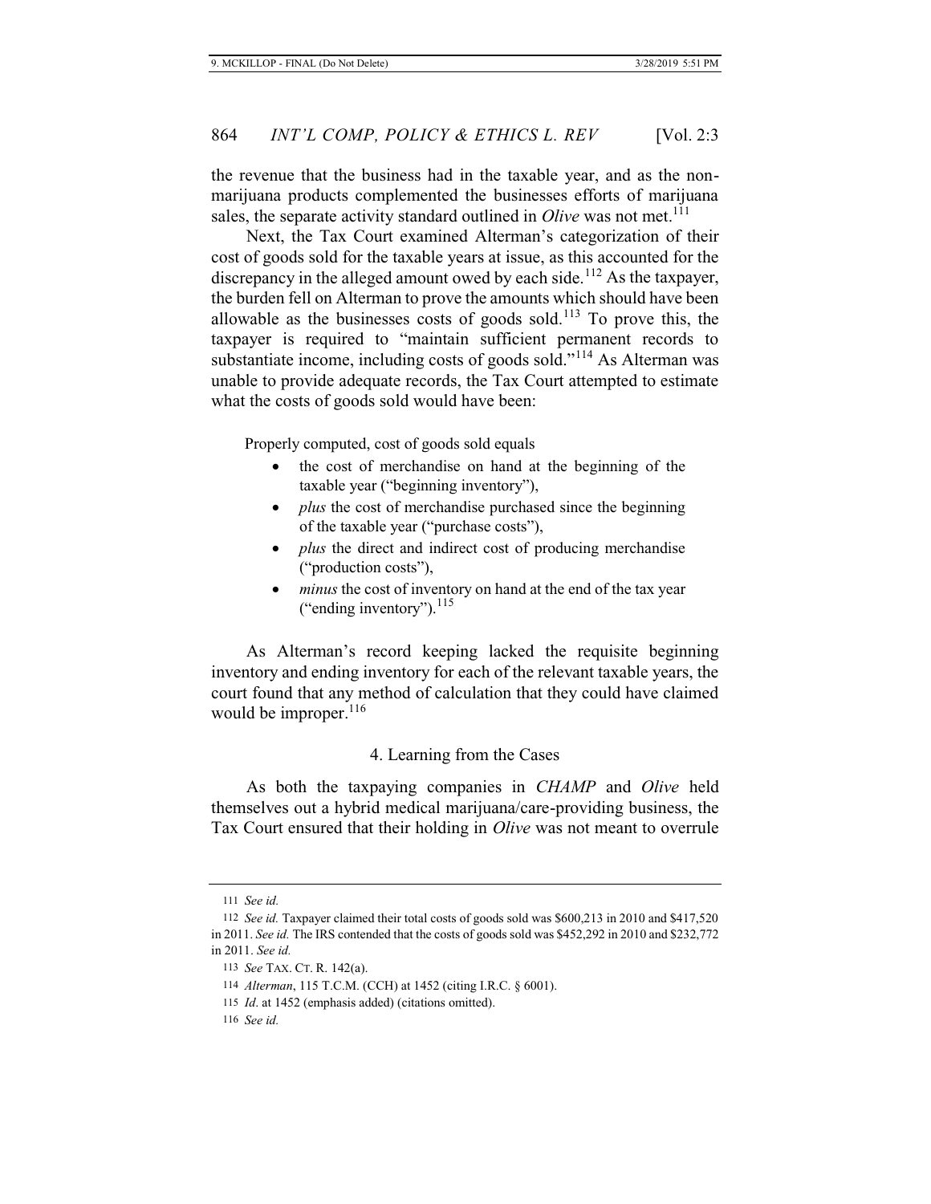the revenue that the business had in the taxable year, and as the non-marijuana products complemented the businesses efforts of marijuana sales, the separate activity standard outlined in *Olive* was not met.[111]

Next, the Tax Court examined Alterman's categorization of their cost of goods sold for the taxable years at issue, as this accounted for the discrepancy in the alleged amount owed by each side.[112] As the taxpayer, the burden fell on Alterman to prove the amounts which should have been allowable as the businesses costs of goods sold.[113] To prove this, the taxpayer is required to "maintain sufficient permanent records to substantiate income, including costs of goods sold."[114] As Alterman was unable to provide adequate records, the Tax Court attempted to estimate what the costs of goods sold would have been:

> Properly computed, cost of goods sold equals
>
> - the cost of merchandise on hand at the beginning of the taxable year ("beginning inventory"),
> - *plus* the cost of merchandise purchased since the beginning of the taxable year ("purchase costs"),
> - *plus* the direct and indirect cost of producing merchandise ("production costs"),
> - *minus* the cost of inventory on hand at the end of the tax year ("ending inventory").[115]

As Alterman's record keeping lacked the requisite beginning inventory and ending inventory for each of the relevant taxable years, the court found that any method of calculation that they could have claimed would be improper.[116]

### 4. Learning from the Cases

As both the taxpaying companies in *CHAMP* and *Olive* held themselves out a hybrid medical marijuana/care-providing business, the Tax Court ensured that their holding in *Olive* was not meant to overrule

---

111 *See id.*

112 *See id.* Taxpayer claimed their total costs of goods sold was $600,213 in 2010 and $417,520 in 2011. *See id.* The IRS contended that the costs of goods sold was $452,292 in 2010 and $232,772 in 2011. *See id.*

113 *See* TAX. CT. R. 142(a).

114 *Alterman*, 115 T.C.M. (CCH) at 1452 (citing I.R.C. § 6001).

115 *Id*. at 1452 (emphasis added) (citations omitted).

116 *See id.*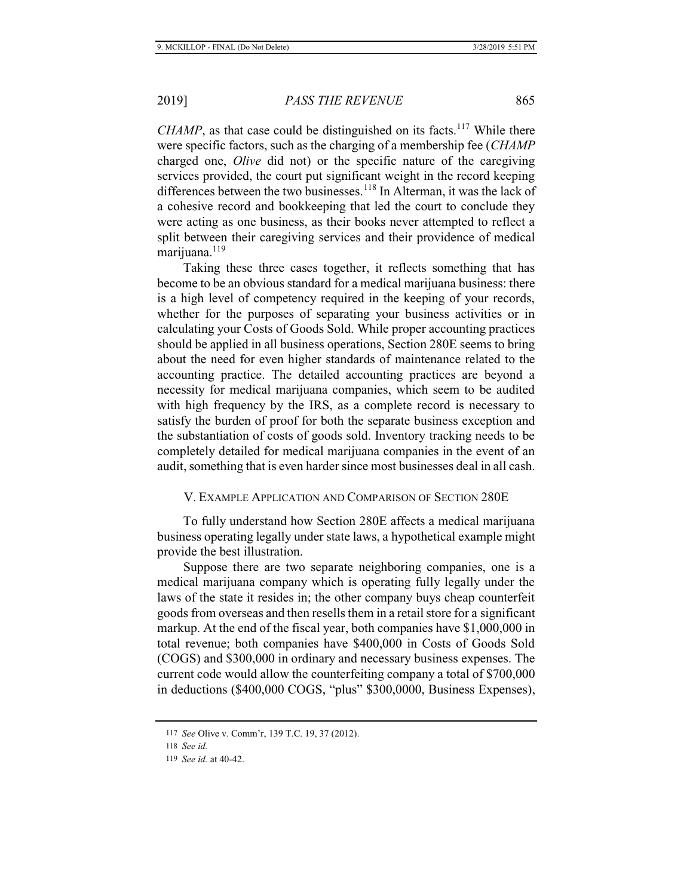*CHAMP*, as that case could be distinguished on its facts.[117] While there were specific factors, such as the charging of a membership fee (*CHAMP* charged one, *Olive* did not) or the specific nature of the caregiving services provided, the court put significant weight in the record keeping differences between the two businesses.[118] In Alterman, it was the lack of a cohesive record and bookkeeping that led the court to conclude they were acting as one business, as their books never attempted to reflect a split between their caregiving services and their providence of medical marijuana.[119]

Taking these three cases together, it reflects something that has become to be an obvious standard for a medical marijuana business: there is a high level of competency required in the keeping of your records, whether for the purposes of separating your business activities or in calculating your Costs of Goods Sold. While proper accounting practices should be applied in all business operations, Section 280E seems to bring about the need for even higher standards of maintenance related to the accounting practice. The detailed accounting practices are beyond a necessity for medical marijuana companies, which seem to be audited with high frequency by the IRS, as a complete record is necessary to satisfy the burden of proof for both the separate business exception and the substantiation of costs of goods sold. Inventory tracking needs to be completely detailed for medical marijuana companies in the event of an audit, something that is even harder since most businesses deal in all cash.

## V. Example Application and Comparison of Section 280E

To fully understand how Section 280E affects a medical marijuana business operating legally under state laws, a hypothetical example might provide the best illustration.

Suppose there are two separate neighboring companies, one is a medical marijuana company which is operating fully legally under the laws of the state it resides in; the other company buys cheap counterfeit goods from overseas and then resells them in a retail store for a significant markup. At the end of the fiscal year, both companies have $1,000,000 in total revenue; both companies have $400,000 in Costs of Goods Sold (COGS) and $300,000 in ordinary and necessary business expenses. The current code would allow the counterfeiting company a total of $700,000 in deductions ($400,000 COGS, "plus" $300,0000, Business Expenses),

117 *See* Olive v. Comm'r, 139 T.C. 19, 37 (2012).

118 *See id.*

119 *See id.* at 40-42.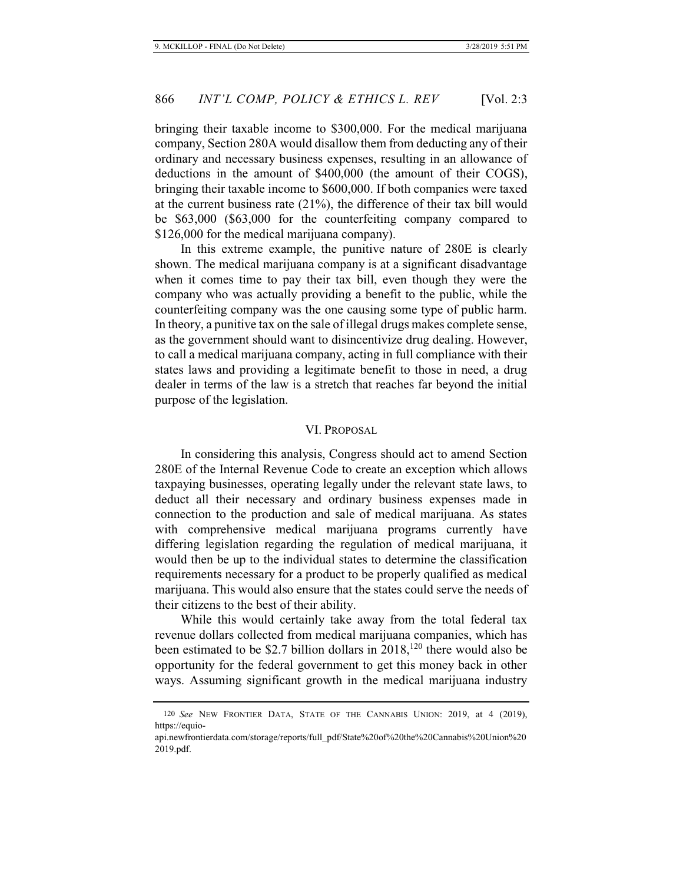bringing their taxable income to $300,000. For the medical marijuana company, Section 280A would disallow them from deducting any of their ordinary and necessary business expenses, resulting in an allowance of deductions in the amount of $400,000 (the amount of their COGS), bringing their taxable income to $600,000. If both companies were taxed at the current business rate (21%), the difference of their tax bill would be $63,000 ($63,000 for the counterfeiting company compared to $126,000 for the medical marijuana company).

In this extreme example, the punitive nature of 280E is clearly shown. The medical marijuana company is at a significant disadvantage when it comes time to pay their tax bill, even though they were the company who was actually providing a benefit to the public, while the counterfeiting company was the one causing some type of public harm. In theory, a punitive tax on the sale of illegal drugs makes complete sense, as the government should want to disincentivize drug dealing. However, to call a medical marijuana company, acting in full compliance with their states laws and providing a legitimate benefit to those in need, a drug dealer in terms of the law is a stretch that reaches far beyond the initial purpose of the legislation.

## VI. Proposal

In considering this analysis, Congress should act to amend Section 280E of the Internal Revenue Code to create an exception which allows taxpaying businesses, operating legally under the relevant state laws, to deduct all their necessary and ordinary business expenses made in connection to the production and sale of medical marijuana. As states with comprehensive medical marijuana programs currently have differing legislation regarding the regulation of medical marijuana, it would then be up to the individual states to determine the classification requirements necessary for a product to be properly qualified as medical marijuana. This would also ensure that the states could serve the needs of their citizens to the best of their ability.

While this would certainly take away from the total federal tax revenue dollars collected from medical marijuana companies, which has been estimated to be $2.7 billion dollars in 2018,[120] there would also be opportunity for the federal government to get this money back in other ways. Assuming significant growth in the medical marijuana industry

---

[120] *See* NEW FRONTIER DATA, STATE OF THE CANNABIS UNION: 2019, at 4 (2019), https://equio-api.newfrontierdata.com/storage/reports/full_pdf/State%20of%20the%20Cannabis%20Union%202019.pdf.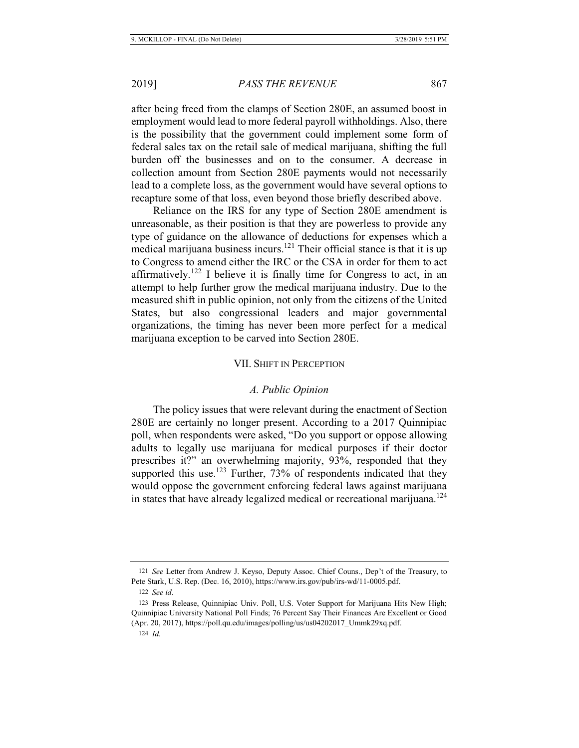after being freed from the clamps of Section 280E, an assumed boost in employment would lead to more federal payroll withholdings. Also, there is the possibility that the government could implement some form of federal sales tax on the retail sale of medical marijuana, shifting the full burden off the businesses and on to the consumer. A decrease in collection amount from Section 280E payments would not necessarily lead to a complete loss, as the government would have several options to recapture some of that loss, even beyond those briefly described above.

Reliance on the IRS for any type of Section 280E amendment is unreasonable, as their position is that they are powerless to provide any type of guidance on the allowance of deductions for expenses which a medical marijuana business incurs.[121] Their official stance is that it is up to Congress to amend either the IRC or the CSA in order for them to act affirmatively.[122] I believe it is finally time for Congress to act, in an attempt to help further grow the medical marijuana industry. Due to the measured shift in public opinion, not only from the citizens of the United States, but also congressional leaders and major governmental organizations, the timing has never been more perfect for a medical marijuana exception to be carved into Section 280E.

## VII. Shift in Perception

### *A. Public Opinion*

The policy issues that were relevant during the enactment of Section 280E are certainly no longer present. According to a 2017 Quinnipiac poll, when respondents were asked, "Do you support or oppose allowing adults to legally use marijuana for medical purposes if their doctor prescribes it?" an overwhelming majority, 93%, responded that they supported this use.[123] Further, 73% of respondents indicated that they would oppose the government enforcing federal laws against marijuana in states that have already legalized medical or recreational marijuana.[124]

---

121 *See* Letter from Andrew J. Keyso, Deputy Assoc. Chief Couns., Dep't of the Treasury, to Pete Stark, U.S. Rep. (Dec. 16, 2010), https://www.irs.gov/pub/irs-wd/11-0005.pdf.

122 *See id*.

123 Press Release, Quinnipiac Univ. Poll, U.S. Voter Support for Marijuana Hits New High; Quinnipiac University National Poll Finds; 76 Percent Say Their Finances Are Excellent or Good (Apr. 20, 2017), https://poll.qu.edu/images/polling/us/us04202017_Ummk29xq.pdf.

124 *Id.*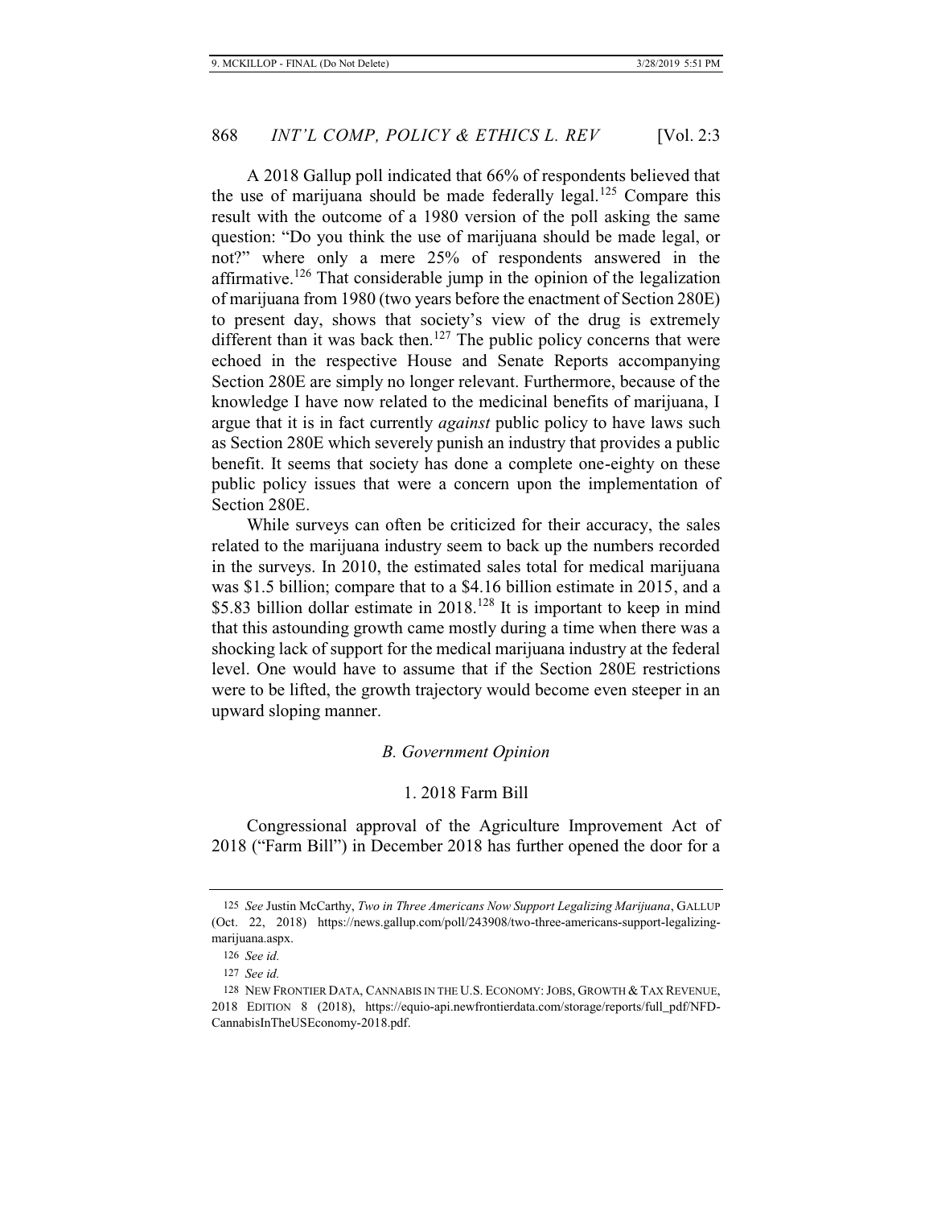A 2018 Gallup poll indicated that 66% of respondents believed that the use of marijuana should be made federally legal.[125] Compare this result with the outcome of a 1980 version of the poll asking the same question: "Do you think the use of marijuana should be made legal, or not?" where only a mere 25% of respondents answered in the affirmative.[126] That considerable jump in the opinion of the legalization of marijuana from 1980 (two years before the enactment of Section 280E) to present day, shows that society's view of the drug is extremely different than it was back then.[127] The public policy concerns that were echoed in the respective House and Senate Reports accompanying Section 280E are simply no longer relevant. Furthermore, because of the knowledge I have now related to the medicinal benefits of marijuana, I argue that it is in fact currently *against* public policy to have laws such as Section 280E which severely punish an industry that provides a public benefit. It seems that society has done a complete one-eighty on these public policy issues that were a concern upon the implementation of Section 280E.

While surveys can often be criticized for their accuracy, the sales related to the marijuana industry seem to back up the numbers recorded in the surveys. In 2010, the estimated sales total for medical marijuana was $1.5 billion; compare that to a $4.16 billion estimate in 2015, and a $5.83 billion dollar estimate in 2018.[128] It is important to keep in mind that this astounding growth came mostly during a time when there was a shocking lack of support for the medical marijuana industry at the federal level. One would have to assume that if the Section 280E restrictions were to be lifted, the growth trajectory would become even steeper in an upward sloping manner.

### *B. Government Opinion*

#### 1. 2018 Farm Bill

Congressional approval of the Agriculture Improvement Act of 2018 ("Farm Bill") in December 2018 has further opened the door for a

---

125 *See* Justin McCarthy, *Two in Three Americans Now Support Legalizing Marijuana*, GALLUP (Oct. 22, 2018) https://news.gallup.com/poll/243908/two-three-americans-support-legalizing-marijuana.aspx.

126 *See id.*

127 *See id.*

128 NEW FRONTIER DATA, CANNABIS IN THE U.S. ECONOMY: JOBS, GROWTH & TAX REVENUE, 2018 EDITION 8 (2018), https://equio-api.newfrontierdata.com/storage/reports/full_pdf/NFD-CannabisInTheUSEconomy-2018.pdf.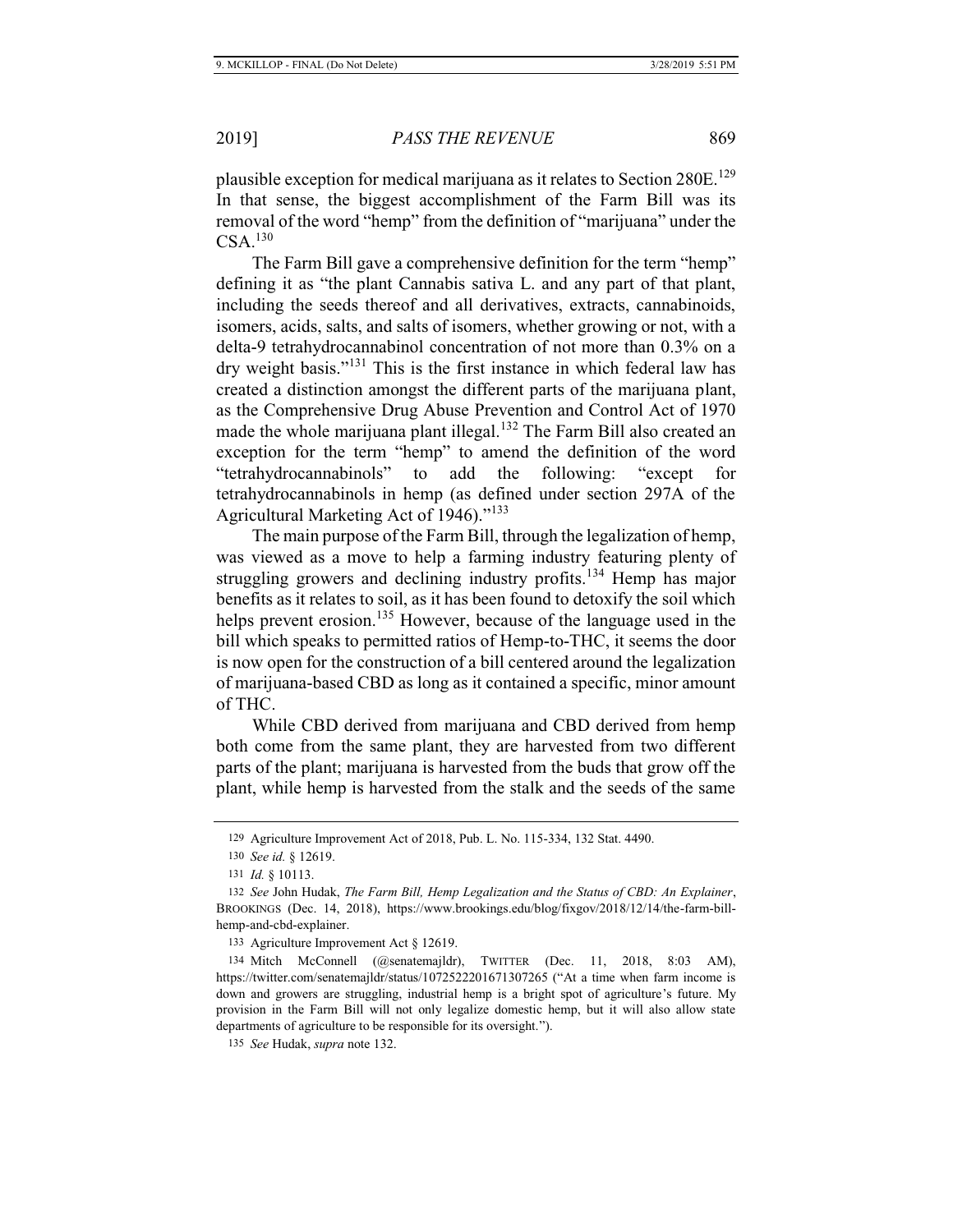plausible exception for medical marijuana as it relates to Section 280E.[129] In that sense, the biggest accomplishment of the Farm Bill was its removal of the word "hemp" from the definition of "marijuana" under the CSA.[130]

The Farm Bill gave a comprehensive definition for the term "hemp" defining it as "the plant Cannabis sativa L. and any part of that plant, including the seeds thereof and all derivatives, extracts, cannabinoids, isomers, acids, salts, and salts of isomers, whether growing or not, with a delta-9 tetrahydrocannabinol concentration of not more than 0.3% on a dry weight basis."[131] This is the first instance in which federal law has created a distinction amongst the different parts of the marijuana plant, as the Comprehensive Drug Abuse Prevention and Control Act of 1970 made the whole marijuana plant illegal.[132] The Farm Bill also created an exception for the term "hemp" to amend the definition of the word "tetrahydrocannabinols" to add the following: "except for tetrahydrocannabinols in hemp (as defined under section 297A of the Agricultural Marketing Act of 1946)."[133]

The main purpose of the Farm Bill, through the legalization of hemp, was viewed as a move to help a farming industry featuring plenty of struggling growers and declining industry profits.[134] Hemp has major benefits as it relates to soil, as it has been found to detoxify the soil which helps prevent erosion.[135] However, because of the language used in the bill which speaks to permitted ratios of Hemp-to-THC, it seems the door is now open for the construction of a bill centered around the legalization of marijuana-based CBD as long as it contained a specific, minor amount of THC.

While CBD derived from marijuana and CBD derived from hemp both come from the same plant, they are harvested from two different parts of the plant; marijuana is harvested from the buds that grow off the plant, while hemp is harvested from the stalk and the seeds of the same

---

129 Agriculture Improvement Act of 2018, Pub. L. No. 115-334, 132 Stat. 4490.

130 *See id.* § 12619.

131 *Id.* § 10113.

132 *See* John Hudak, *The Farm Bill, Hemp Legalization and the Status of CBD: An Explainer*, BROOKINGS (Dec. 14, 2018), https://www.brookings.edu/blog/fixgov/2018/12/14/the-farm-bill-hemp-and-cbd-explainer.

133 Agriculture Improvement Act § 12619.

134 Mitch McConnell (@senatemajldr), TWITTER (Dec. 11, 2018, 8:03 AM), https://twitter.com/senatemajldr/status/1072522201671307265 ("At a time when farm income is down and growers are struggling, industrial hemp is a bright spot of agriculture's future. My provision in the Farm Bill will not only legalize domestic hemp, but it will also allow state departments of agriculture to be responsible for its oversight.").

135 *See* Hudak, *supra* note 132.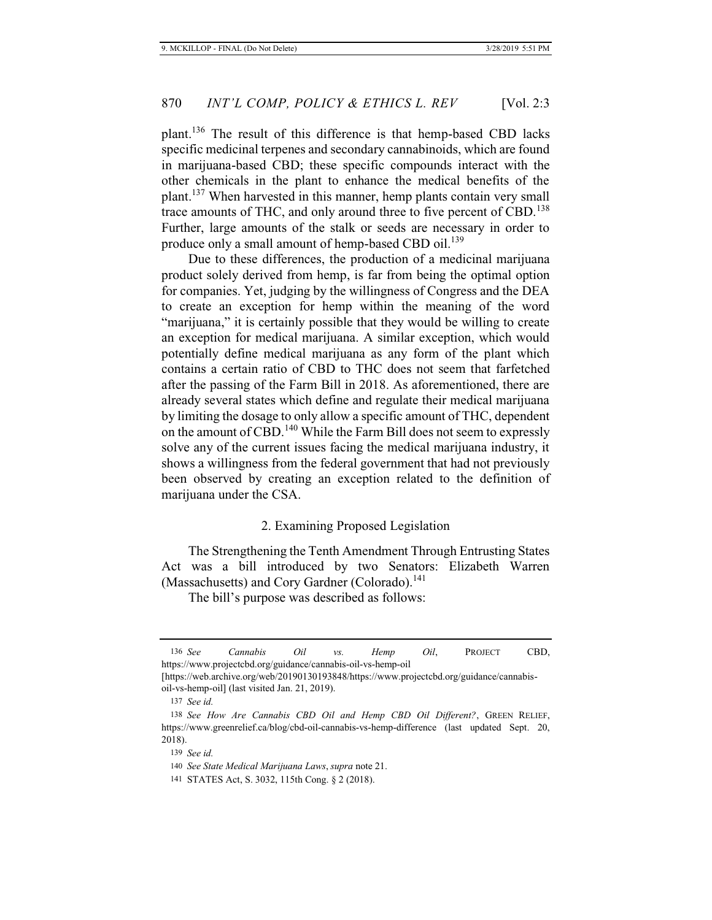plant.[136] The result of this difference is that hemp-based CBD lacks specific medicinal terpenes and secondary cannabinoids, which are found in marijuana-based CBD; these specific compounds interact with the other chemicals in the plant to enhance the medical benefits of the plant.[137] When harvested in this manner, hemp plants contain very small trace amounts of THC, and only around three to five percent of CBD.[138] Further, large amounts of the stalk or seeds are necessary in order to produce only a small amount of hemp-based CBD oil.[139]

Due to these differences, the production of a medicinal marijuana product solely derived from hemp, is far from being the optimal option for companies. Yet, judging by the willingness of Congress and the DEA to create an exception for hemp within the meaning of the word "marijuana," it is certainly possible that they would be willing to create an exception for medical marijuana. A similar exception, which would potentially define medical marijuana as any form of the plant which contains a certain ratio of CBD to THC does not seem that farfetched after the passing of the Farm Bill in 2018. As aforementioned, there are already several states which define and regulate their medical marijuana by limiting the dosage to only allow a specific amount of THC, dependent on the amount of CBD.[140] While the Farm Bill does not seem to expressly solve any of the current issues facing the medical marijuana industry, it shows a willingness from the federal government that had not previously been observed by creating an exception related to the definition of marijuana under the CSA.

### 2. Examining Proposed Legislation

The Strengthening the Tenth Amendment Through Entrusting States Act was a bill introduced by two Senators: Elizabeth Warren (Massachusetts) and Cory Gardner (Colorado).[141]

The bill's purpose was described as follows:

---

136 *See Cannabis Oil vs. Hemp Oil*, PROJECT CBD, https://www.projectcbd.org/guidance/cannabis-oil-vs-hemp-oil [https://web.archive.org/web/20190130193848/https://www.projectcbd.org/guidance/cannabis-oil-vs-hemp-oil] (last visited Jan. 21, 2019).

137 *See id.*

138 *See How Are Cannabis CBD Oil and Hemp CBD Oil Different?*, GREEN RELIEF, https://www.greenrelief.ca/blog/cbd-oil-cannabis-vs-hemp-difference (last updated Sept. 20, 2018).

139 *See id.*

140 *See State Medical Marijuana Laws*, *supra* note 21.

141 STATES Act, S. 3032, 115th Cong. § 2 (2018).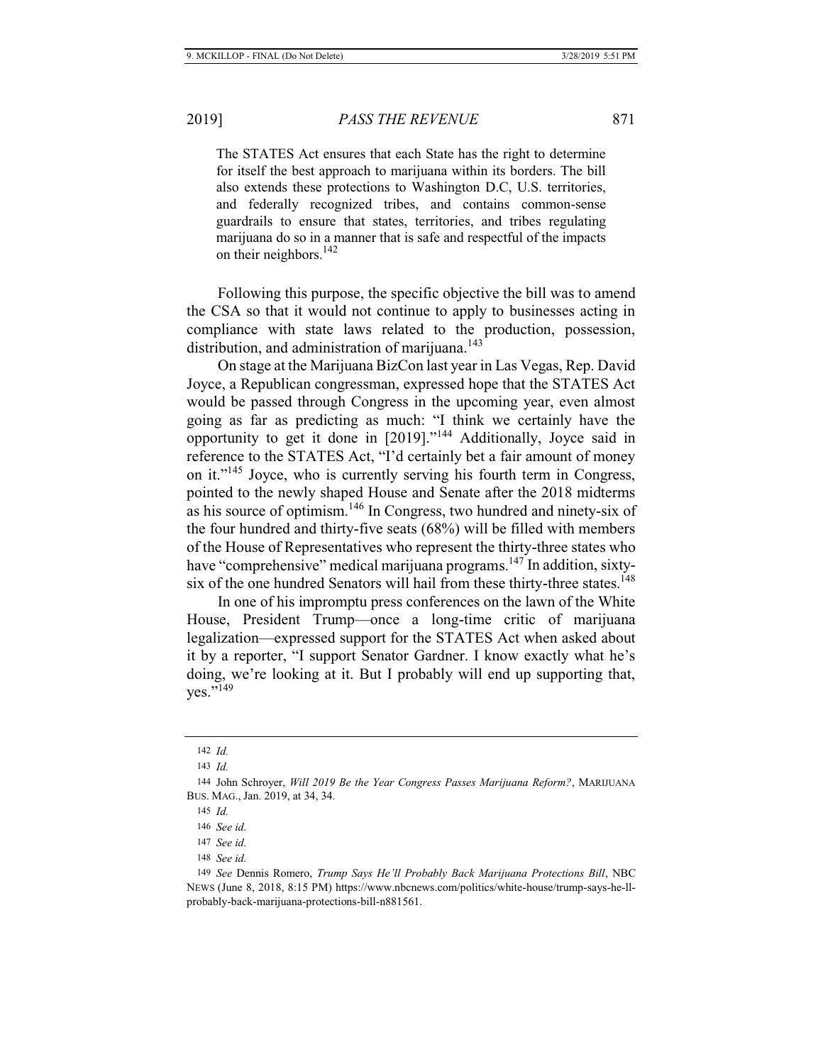> The STATES Act ensures that each State has the right to determine for itself the best approach to marijuana within its borders. The bill also extends these protections to Washington D.C, U.S. territories, and federally recognized tribes, and contains common-sense guardrails to ensure that states, territories, and tribes regulating marijuana do so in a manner that is safe and respectful of the impacts on their neighbors.[142]

Following this purpose, the specific objective the bill was to amend the CSA so that it would not continue to apply to businesses acting in compliance with state laws related to the production, possession, distribution, and administration of marijuana.[143]

On stage at the Marijuana BizCon last year in Las Vegas, Rep. David Joyce, a Republican congressman, expressed hope that the STATES Act would be passed through Congress in the upcoming year, even almost going as far as predicting as much: "I think we certainly have the opportunity to get it done in [2019]."[144] Additionally, Joyce said in reference to the STATES Act, "I'd certainly bet a fair amount of money on it."[145] Joyce, who is currently serving his fourth term in Congress, pointed to the newly shaped House and Senate after the 2018 midterms as his source of optimism.[146] In Congress, two hundred and ninety-six of the four hundred and thirty-five seats (68%) will be filled with members of the House of Representatives who represent the thirty-three states who have "comprehensive" medical marijuana programs.[147] In addition, sixty-six of the one hundred Senators will hail from these thirty-three states.[148]

In one of his impromptu press conferences on the lawn of the White House, President Trump—once a long-time critic of marijuana legalization—expressed support for the STATES Act when asked about it by a reporter, "I support Senator Gardner. I know exactly what he's doing, we're looking at it. But I probably will end up supporting that, yes."[149]

---

142 *Id.*

143 *Id.*

144 John Schroyer, *Will 2019 Be the Year Congress Passes Marijuana Reform?*, MARIJUANA BUS. MAG., Jan. 2019, at 34, 34.

145 *Id.*

146 *See id.*

147 *See id.*

148 *See id.*

149 *See* Dennis Romero, *Trump Says He'll Probably Back Marijuana Protections Bill*, NBC NEWS (June 8, 2018, 8:15 PM) https://www.nbcnews.com/politics/white-house/trump-says-he-ll-probably-back-marijuana-protections-bill-n881561.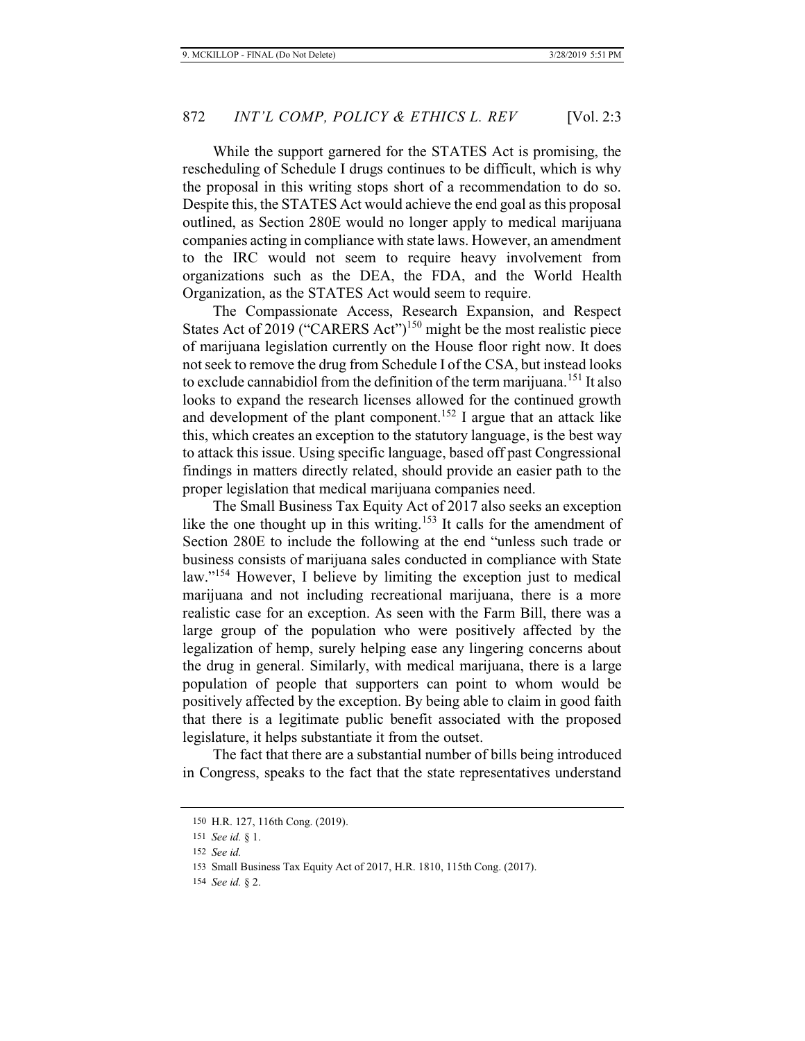While the support garnered for the STATES Act is promising, the rescheduling of Schedule I drugs continues to be difficult, which is why the proposal in this writing stops short of a recommendation to do so. Despite this, the STATES Act would achieve the end goal as this proposal outlined, as Section 280E would no longer apply to medical marijuana companies acting in compliance with state laws. However, an amendment to the IRC would not seem to require heavy involvement from organizations such as the DEA, the FDA, and the World Health Organization, as the STATES Act would seem to require.

The Compassionate Access, Research Expansion, and Respect States Act of 2019 ("CARERS Act")[150] might be the most realistic piece of marijuana legislation currently on the House floor right now. It does not seek to remove the drug from Schedule I of the CSA, but instead looks to exclude cannabidiol from the definition of the term marijuana.[151] It also looks to expand the research licenses allowed for the continued growth and development of the plant component.[152] I argue that an attack like this, which creates an exception to the statutory language, is the best way to attack this issue. Using specific language, based off past Congressional findings in matters directly related, should provide an easier path to the proper legislation that medical marijuana companies need.

The Small Business Tax Equity Act of 2017 also seeks an exception like the one thought up in this writing.[153] It calls for the amendment of Section 280E to include the following at the end "unless such trade or business consists of marijuana sales conducted in compliance with State law."[154] However, I believe by limiting the exception just to medical marijuana and not including recreational marijuana, there is a more realistic case for an exception. As seen with the Farm Bill, there was a large group of the population who were positively affected by the legalization of hemp, surely helping ease any lingering concerns about the drug in general. Similarly, with medical marijuana, there is a large population of people that supporters can point to whom would be positively affected by the exception. By being able to claim in good faith that there is a legitimate public benefit associated with the proposed legislature, it helps substantiate it from the outset.

The fact that there are a substantial number of bills being introduced in Congress, speaks to the fact that the state representatives understand

---

150 H.R. 127, 116th Cong. (2019).

151 *See id.* § 1.

152 *See id.*

153 Small Business Tax Equity Act of 2017, H.R. 1810, 115th Cong. (2017).

154 *See id.* § 2.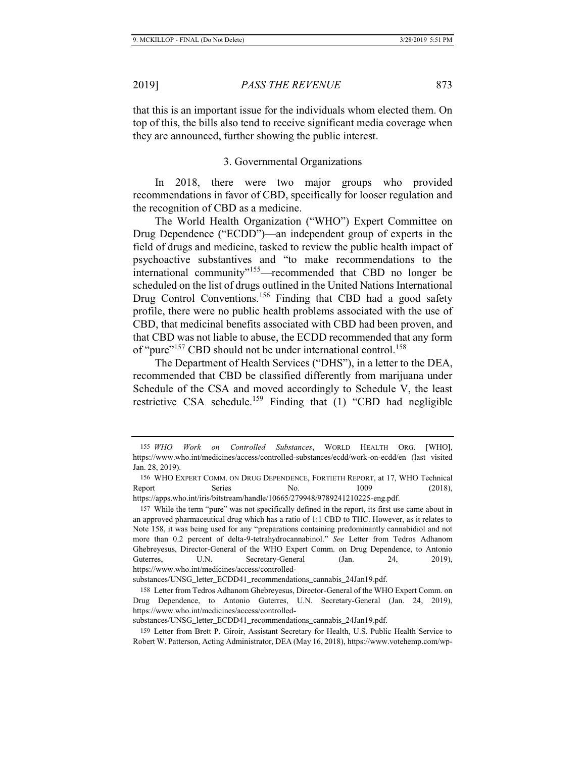that this is an important issue for the individuals whom elected them. On top of this, the bills also tend to receive significant media coverage when they are announced, further showing the public interest.

### 3. Governmental Organizations

In 2018, there were two major groups who provided recommendations in favor of CBD, specifically for looser regulation and the recognition of CBD as a medicine.

The World Health Organization ("WHO") Expert Committee on Drug Dependence ("ECDD")—an independent group of experts in the field of drugs and medicine, tasked to review the public health impact of psychoactive substantives and "to make recommendations to the international community"[155]—recommended that CBD no longer be scheduled on the list of drugs outlined in the United Nations International Drug Control Conventions.[156] Finding that CBD had a good safety profile, there were no public health problems associated with the use of CBD, that medicinal benefits associated with CBD had been proven, and that CBD was not liable to abuse, the ECDD recommended that any form of "pure"[157] CBD should not be under international control.[158]

The Department of Health Services ("DHS"), in a letter to the DEA, recommended that CBD be classified differently from marijuana under Schedule of the CSA and moved accordingly to Schedule V, the least restrictive CSA schedule.[159] Finding that (1) "CBD had negligible

---

155 *WHO Work on Controlled Substances*, WORLD HEALTH ORG. [WHO], https://www.who.int/medicines/access/controlled-substances/ecdd/work-on-ecdd/en (last visited Jan. 28, 2019).

156 WHO EXPERT COMM. ON DRUG DEPENDENCE, FORTIETH REPORT, at 17, WHO Technical Report Series No. 1009 (2018), https://apps.who.int/iris/bitstream/handle/10665/279948/9789241210225-eng.pdf.

157 While the term "pure" was not specifically defined in the report, its first use came about in an approved pharmaceutical drug which has a ratio of 1:1 CBD to THC. However, as it relates to Note 158, it was being used for any "preparations containing predominantly cannabidiol and not more than 0.2 percent of delta-9-tetrahydrocannabinol." *See* Letter from Tedros Adhanom Ghebreyesus, Director-General of the WHO Expert Comm. on Drug Dependence, to Antonio Guterres, U.N. Secretary-General (Jan. 24, 2019), https://www.who.int/medicines/access/controlled-substances/UNSG_letter_ECDD41_recommendations_cannabis_24Jan19.pdf.

158 Letter from Tedros Adhanom Ghebreyesus, Director-General of the WHO Expert Comm. on Drug Dependence, to Antonio Guterres, U.N. Secretary-General (Jan. 24, 2019), https://www.who.int/medicines/access/controlled-substances/UNSG_letter_ECDD41_recommendations_cannabis_24Jan19.pdf.

159 Letter from Brett P. Giroir, Assistant Secretary for Health, U.S. Public Health Service to Robert W. Patterson, Acting Administrator, DEA (May 16, 2018), https://www.votehemp.com/wp-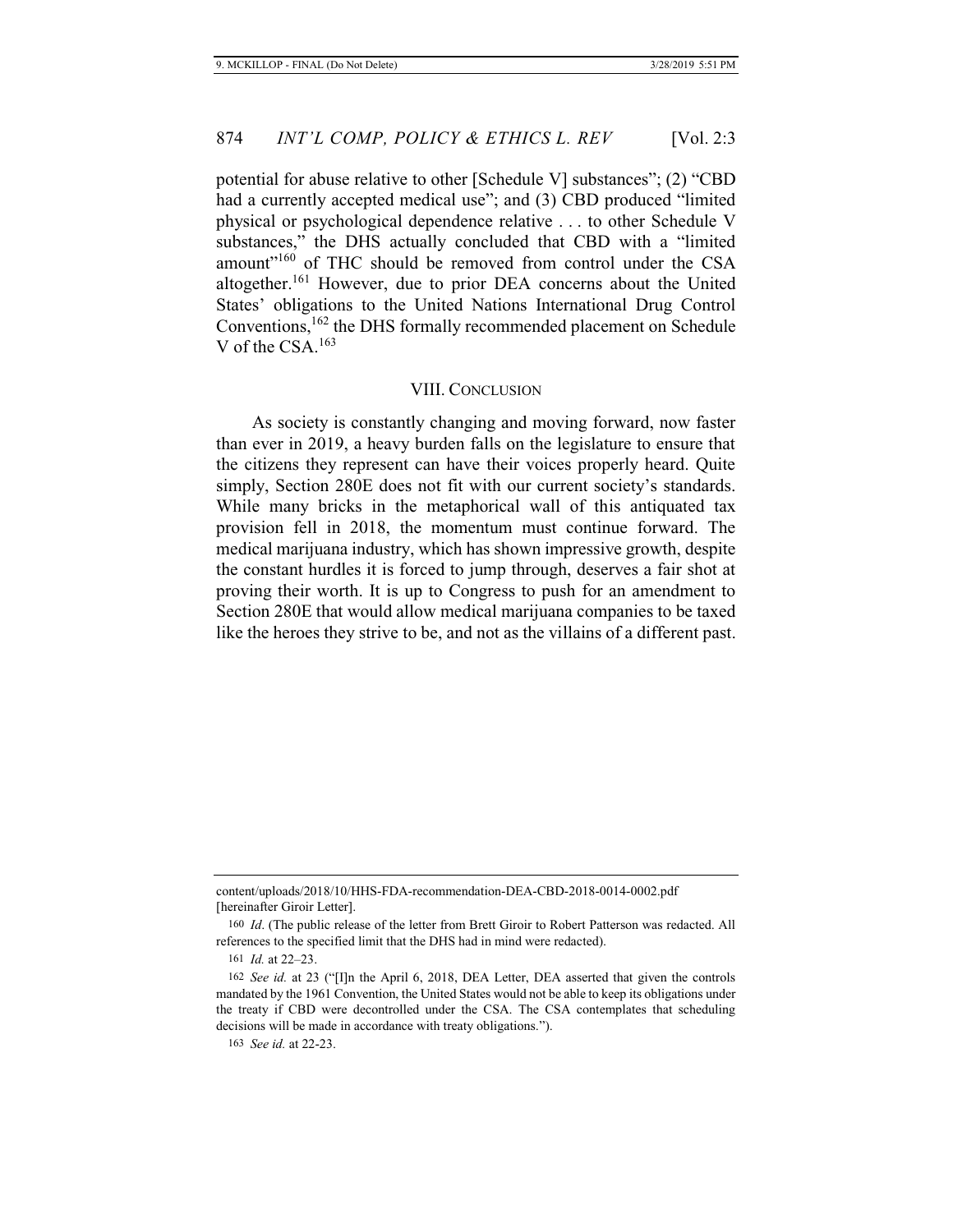potential for abuse relative to other [Schedule V] substances"; (2) "CBD had a currently accepted medical use"; and (3) CBD produced "limited physical or psychological dependence relative . . . to other Schedule V substances," the DHS actually concluded that CBD with a "limited amount"[160] of THC should be removed from control under the CSA altogether.[161] However, due to prior DEA concerns about the United States' obligations to the United Nations International Drug Control Conventions,[162] the DHS formally recommended placement on Schedule V of the CSA.[163]

## VIII. CONCLUSION

As society is constantly changing and moving forward, now faster than ever in 2019, a heavy burden falls on the legislature to ensure that the citizens they represent can have their voices properly heard. Quite simply, Section 280E does not fit with our current society's standards. While many bricks in the metaphorical wall of this antiquated tax provision fell in 2018, the momentum must continue forward. The medical marijuana industry, which has shown impressive growth, despite the constant hurdles it is forced to jump through, deserves a fair shot at proving their worth. It is up to Congress to push for an amendment to Section 280E that would allow medical marijuana companies to be taxed like the heroes they strive to be, and not as the villains of a different past.

---

content/uploads/2018/10/HHS-FDA-recommendation-DEA-CBD-2018-0014-0002.pdf [hereinafter Giroir Letter].

160 *Id*. (The public release of the letter from Brett Giroir to Robert Patterson was redacted. All references to the specified limit that the DHS had in mind were redacted).

161 *Id.* at 22–23.

162 *See id.* at 23 ("[I]n the April 6, 2018, DEA Letter, DEA asserted that given the controls mandated by the 1961 Convention, the United States would not be able to keep its obligations under the treaty if CBD were decontrolled under the CSA. The CSA contemplates that scheduling decisions will be made in accordance with treaty obligations.").

163 *See id.* at 22-23.